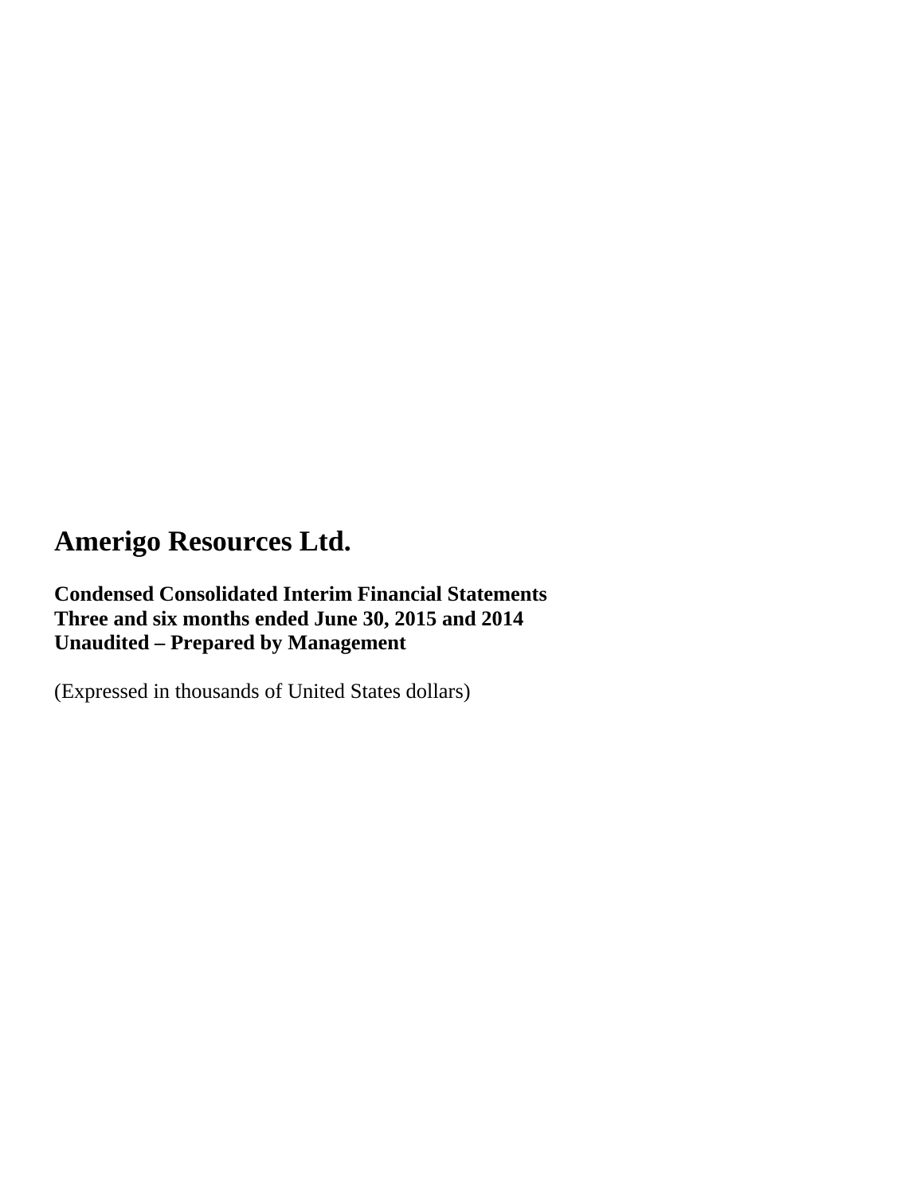# Amerigo Resources Ltd.

**Condensed Consolidated Interim Financial Statements**
**Three and six months ended June 30, 2015 and 2014**
**Unaudited – Prepared by Management**

(Expressed in thousands of United States dollars)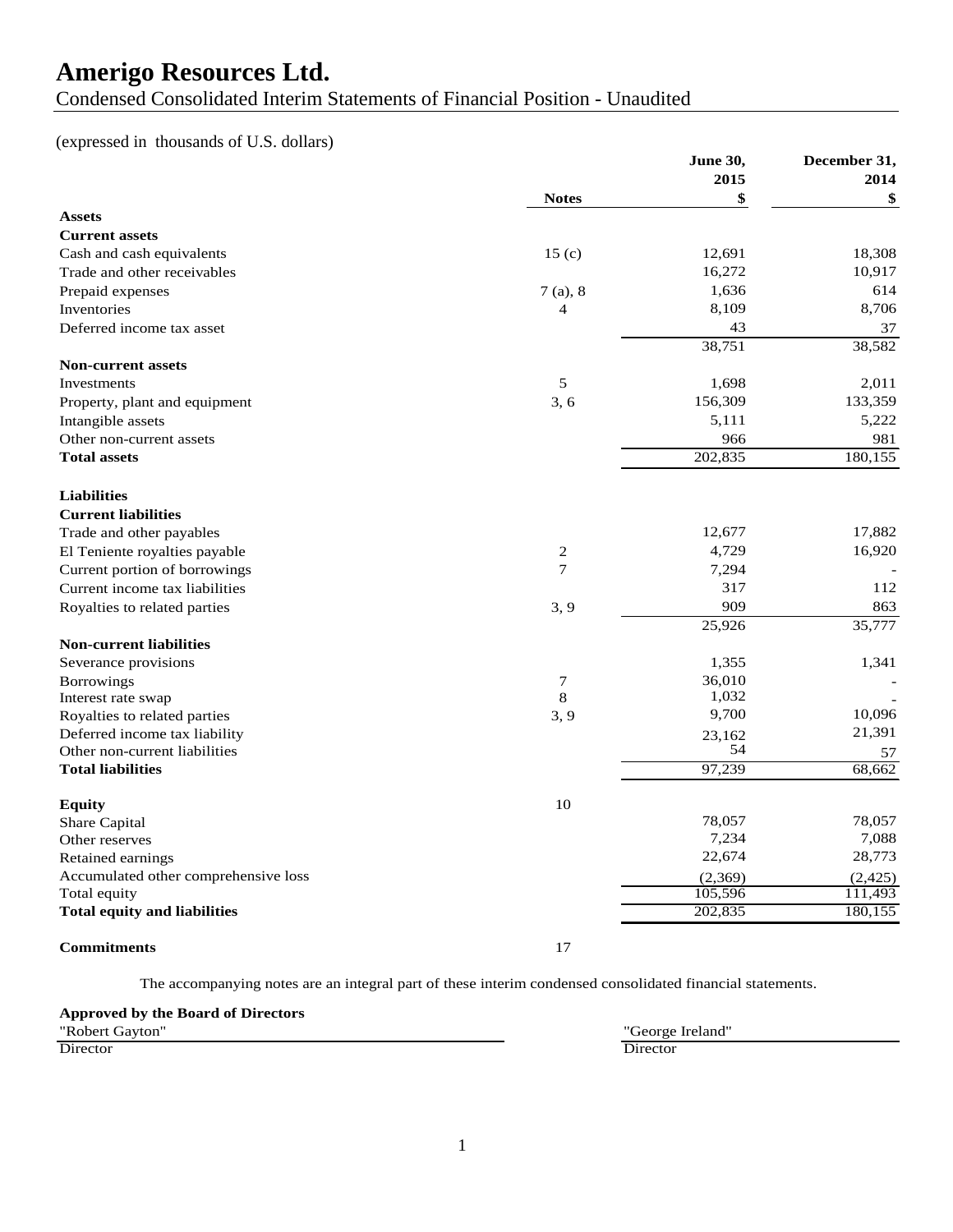# Amerigo Resources Ltd.

Condensed Consolidated Interim Statements of Financial Position - Unaudited

(expressed in thousands of U.S. dollars)

| | Notes | June 30, 2015 $ | December 31, 2014 $ |
|---|---|---|---|
| **Assets** | | | |
| **Current assets** | | | |
| Cash and cash equivalents | 15 (c) | 12,691 | 18,308 |
| Trade and other receivables | | 16,272 | 10,917 |
| Prepaid expenses | 7 (a), 8 | 1,636 | 614 |
| Inventories | 4 | 8,109 | 8,706 |
| Deferred income tax asset | | 43 | 37 |
| | | 38,751 | 38,582 |
| **Non-current assets** | | | |
| Investments | 5 | 1,698 | 2,011 |
| Property, plant and equipment | 3, 6 | 156,309 | 133,359 |
| Intangible assets | | 5,111 | 5,222 |
| Other non-current assets | | 966 | 981 |
| **Total assets** | | 202,835 | 180,155 |
| | | | |
| **Liabilities** | | | |
| **Current liabilities** | | | |
| Trade and other payables | | 12,677 | 17,882 |
| El Teniente royalties payable | 2 | 4,729 | 16,920 |
| Current portion of borrowings | 7 | 7,294 | - |
| Current income tax liabilities | | 317 | 112 |
| Royalties to related parties | 3, 9 | 909 | 863 |
| | | 25,926 | 35,777 |
| **Non-current liabilities** | | | |
| Severance provisions | | 1,355 | 1,341 |
| Borrowings | 7 | 36,010 | - |
| Interest rate swap | 8 | 1,032 | - |
| Royalties to related parties | 3, 9 | 9,700 | 10,096 |
| Deferred income tax liability | | 23,162 | 21,391 |
| Other non-current liabilities | | 54 | 57 |
| **Total liabilities** | | 97,239 | 68,662 |
| | | | |
| **Equity** | 10 | | |
| Share Capital | | 78,057 | 78,057 |
| Other reserves | | 7,234 | 7,088 |
| Retained earnings | | 22,674 | 28,773 |
| Accumulated other comprehensive loss | | (2,369) | (2,425) |
| Total equity | | 105,596 | 111,493 |
| **Total equity and liabilities** | | 202,835 | 180,155 |
| | | | |
| **Commitments** | 17 | | |

The accompanying notes are an integral part of these interim condensed consolidated financial statements.

**Approved by the Board of Directors**

"Robert Gayton"
Director

"George Ireland"
Director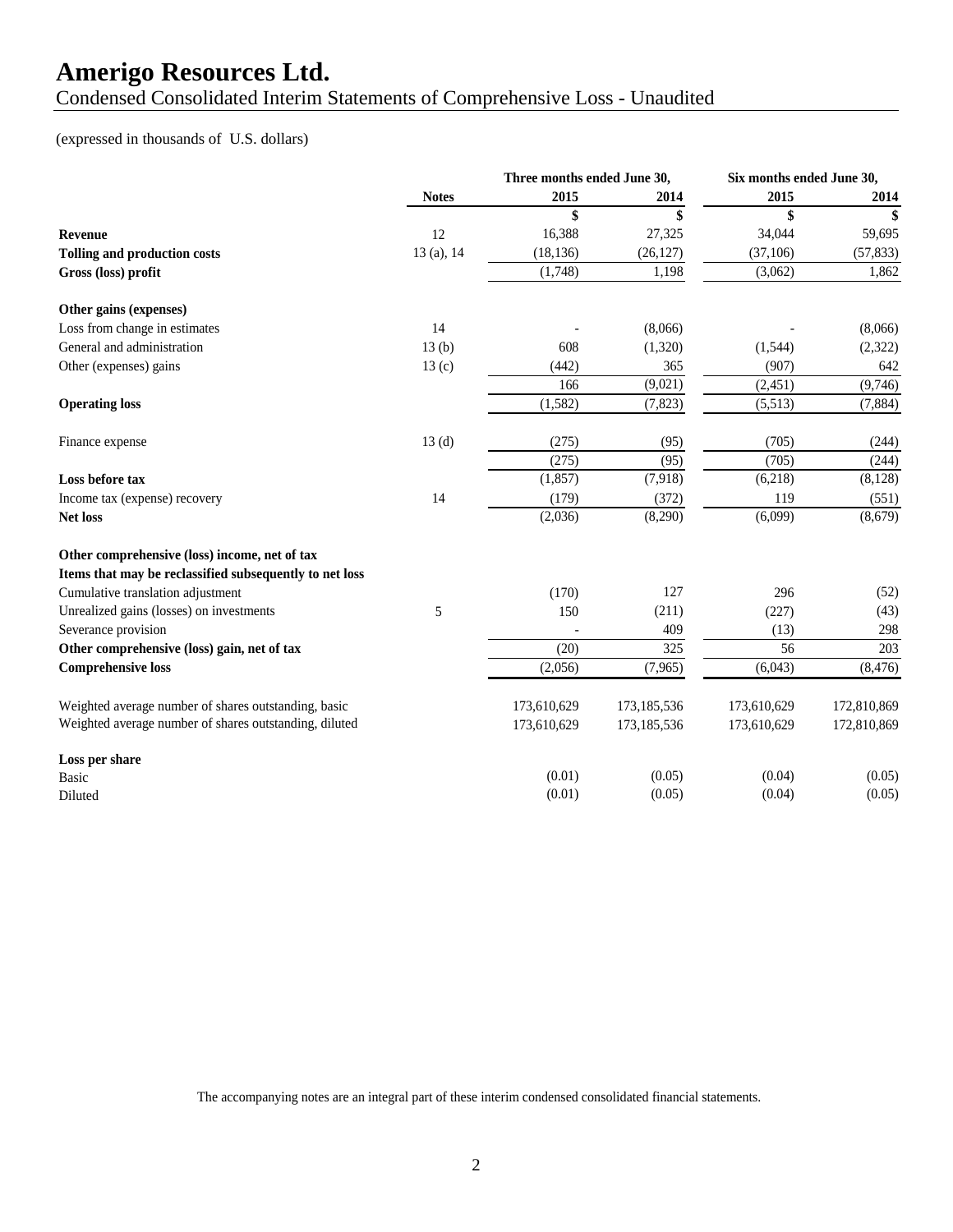# Amerigo Resources Ltd.

## Condensed Consolidated Interim Statements of Comprehensive Loss - Unaudited

(expressed in thousands of U.S. dollars)

| | Notes | Three months ended June 30, 2015 | Three months ended June 30, 2014 | Six months ended June 30, 2015 | Six months ended June 30, 2014 |
|---|---|---|---|---|---|
| | | $ | $ | $ | $ |
| **Revenue** | 12 | 16,388 | 27,325 | 34,044 | 59,695 |
| **Tolling and production costs** | 13 (a), 14 | (18,136) | (26,127) | (37,106) | (57,833) |
| **Gross (loss) profit** | | (1,748) | 1,198 | (3,062) | 1,862 |
| | | | | | |
| **Other gains (expenses)** | | | | | |
| Loss from change in estimates | 14 | - | (8,066) | - | (8,066) |
| General and administration | 13 (b) | 608 | (1,320) | (1,544) | (2,322) |
| Other (expenses) gains | 13 (c) | (442) | 365 | (907) | 642 |
| | | 166 | (9,021) | (2,451) | (9,746) |
| **Operating loss** | | (1,582) | (7,823) | (5,513) | (7,884) |
| | | | | | |
| Finance expense | 13 (d) | (275) | (95) | (705) | (244) |
| | | (275) | (95) | (705) | (244) |
| **Loss before tax** | | (1,857) | (7,918) | (6,218) | (8,128) |
| Income tax (expense) recovery | 14 | (179) | (372) | 119 | (551) |
| **Net loss** | | (2,036) | (8,290) | (6,099) | (8,679) |
| | | | | | |
| **Other comprehensive (loss) income, net of tax** | | | | | |
| **Items that may be reclassified subsequently to net loss** | | | | | |
| Cumulative translation adjustment | | (170) | 127 | 296 | (52) |
| Unrealized gains (losses) on investments | 5 | 150 | (211) | (227) | (43) |
| Severance provision | | - | 409 | (13) | 298 |
| **Other comprehensive (loss) gain, net of tax** | | (20) | 325 | 56 | 203 |
| **Comprehensive loss** | | (2,056) | (7,965) | (6,043) | (8,476) |
| | | | | | |
| Weighted average number of shares outstanding, basic | | 173,610,629 | 173,185,536 | 173,610,629 | 172,810,869 |
| Weighted average number of shares outstanding, diluted | | 173,610,629 | 173,185,536 | 173,610,629 | 172,810,869 |
| | | | | | |
| **Loss per share** | | | | | |
| Basic | | (0.01) | (0.05) | (0.04) | (0.05) |
| Diluted | | (0.01) | (0.05) | (0.04) | (0.05) |

The accompanying notes are an integral part of these interim condensed consolidated financial statements.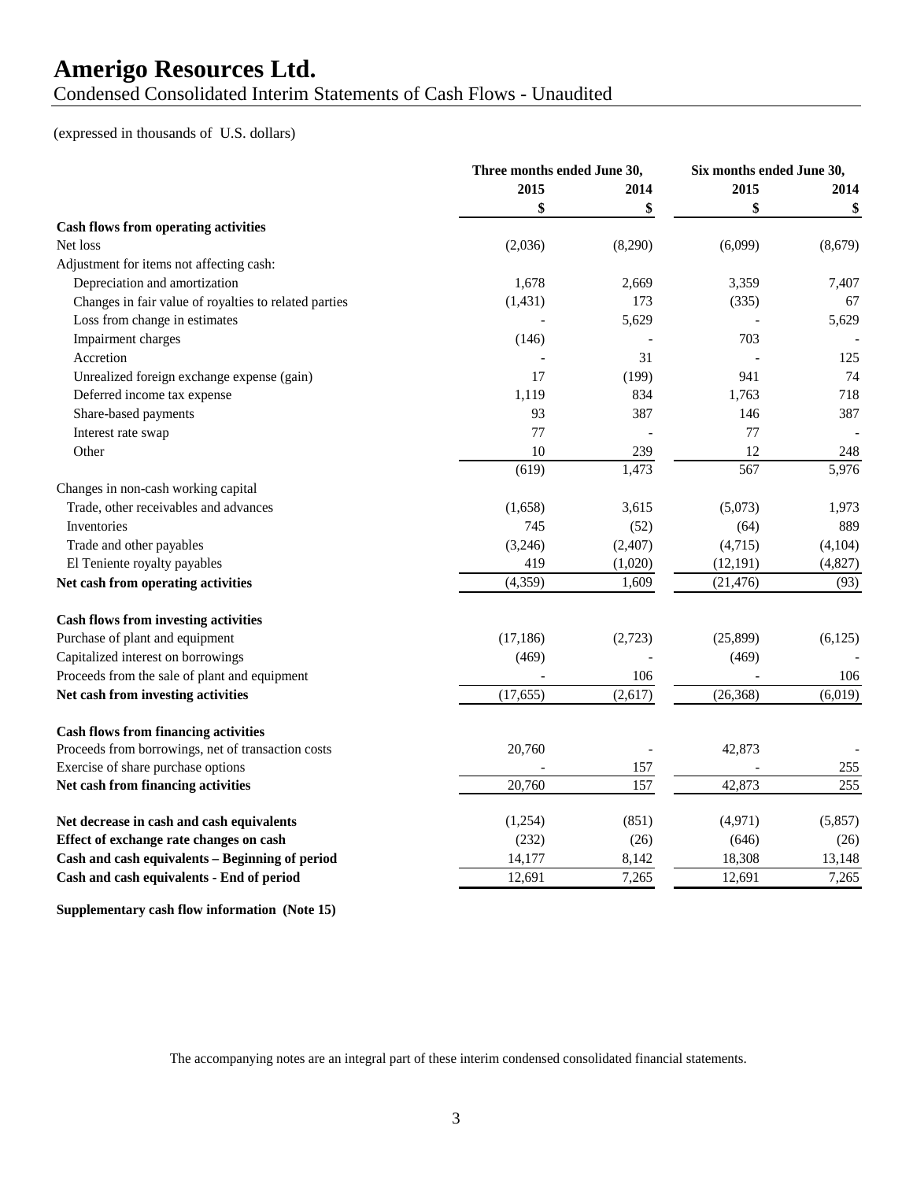# Amerigo Resources Ltd.

Condensed Consolidated Interim Statements of Cash Flows - Unaudited

(expressed in thousands of U.S. dollars)

| | Three months ended June 30, | | Six months ended June 30, | |
|---|---|---|---|---|
| | 2015 | 2014 | 2015 | 2014 |
| | $ | $ | $ | $ |
| **Cash flows from operating activities** | | | | |
| Net loss | (2,036) | (8,290) | (6,099) | (8,679) |
| Adjustment for items not affecting cash: | | | | |
| Depreciation and amortization | 1,678 | 2,669 | 3,359 | 7,407 |
| Changes in fair value of royalties to related parties | (1,431) | 173 | (335) | 67 |
| Loss from change in estimates | - | 5,629 | - | 5,629 |
| Impairment charges | (146) | - | 703 | - |
| Accretion | - | 31 | - | 125 |
| Unrealized foreign exchange expense (gain) | 17 | (199) | 941 | 74 |
| Deferred income tax expense | 1,119 | 834 | 1,763 | 718 |
| Share-based payments | 93 | 387 | 146 | 387 |
| Interest rate swap | 77 | - | 77 | - |
| Other | 10 | 239 | 12 | 248 |
| | (619) | 1,473 | 567 | 5,976 |
| Changes in non-cash working capital | | | | |
| Trade, other receivables and advances | (1,658) | 3,615 | (5,073) | 1,973 |
| Inventories | 745 | (52) | (64) | 889 |
| Trade and other payables | (3,246) | (2,407) | (4,715) | (4,104) |
| El Teniente royalty payables | 419 | (1,020) | (12,191) | (4,827) |
| **Net cash from operating activities** | (4,359) | 1,609 | (21,476) | (93) |
| **Cash flows from investing activities** | | | | |
| Purchase of plant and equipment | (17,186) | (2,723) | (25,899) | (6,125) |
| Capitalized interest on borrowings | (469) | - | (469) | - |
| Proceeds from the sale of plant and equipment | - | 106 | - | 106 |
| **Net cash from investing activities** | (17,655) | (2,617) | (26,368) | (6,019) |
| **Cash flows from financing activities** | | | | |
| Proceeds from borrowings, net of transaction costs | 20,760 | - | 42,873 | - |
| Exercise of share purchase options | - | 157 | - | 255 |
| **Net cash from financing activities** | 20,760 | 157 | 42,873 | 255 |
| **Net decrease in cash and cash equivalents** | (1,254) | (851) | (4,971) | (5,857) |
| **Effect of exchange rate changes on cash** | (232) | (26) | (646) | (26) |
| **Cash and cash equivalents – Beginning of period** | 14,177 | 8,142 | 18,308 | 13,148 |
| **Cash and cash equivalents - End of period** | 12,691 | 7,265 | 12,691 | 7,265 |

**Supplementary cash flow information (Note 15)**

The accompanying notes are an integral part of these interim condensed consolidated financial statements.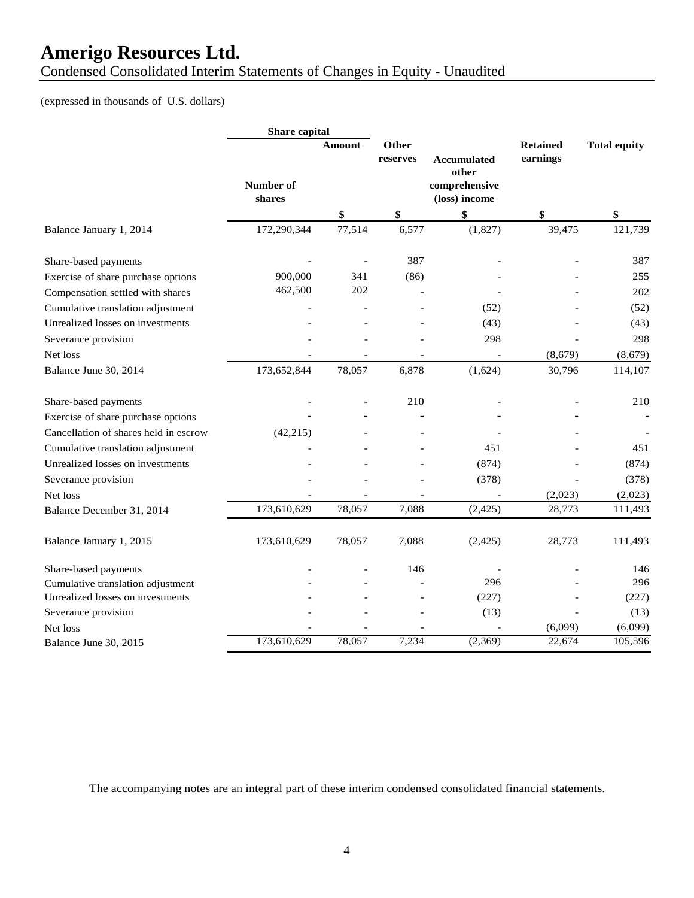# Amerigo Resources Ltd.

Condensed Consolidated Interim Statements of Changes in Equity - Unaudited

(expressed in thousands of U.S. dollars)

| | Share capital | | | | | |
|---|---|---|---|---|---|---|
| | Number of shares | Amount | Other reserves | Accumulated other comprehensive (loss) income | Retained earnings | Total equity |
| | | $ | $ | $ | $ | $ |
| Balance January 1, 2014 | 172,290,344 | 77,514 | 6,577 | (1,827) | 39,475 | 121,739 |
| Share-based payments | - | - | 387 | - | - | 387 |
| Exercise of share purchase options | 900,000 | 341 | (86) | - | - | 255 |
| Compensation settled with shares | 462,500 | 202 | - | - | - | 202 |
| Cumulative translation adjustment | - | - | - | (52) | - | (52) |
| Unrealized losses on investments | - | - | - | (43) | - | (43) |
| Severance provision | - | - | - | 298 | - | 298 |
| Net loss | - | - | - | - | (8,679) | (8,679) |
| Balance June 30, 2014 | 173,652,844 | 78,057 | 6,878 | (1,624) | 30,796 | 114,107 |
| Share-based payments | - | - | 210 | - | - | 210 |
| Exercise of share purchase options | - | - | - | - | - | - |
| Cancellation of shares held in escrow | (42,215) | - | - | - | - | - |
| Cumulative translation adjustment | - | - | - | 451 | - | 451 |
| Unrealized losses on investments | - | - | - | (874) | - | (874) |
| Severance provision | - | - | - | (378) | - | (378) |
| Net loss | - | - | - | - | (2,023) | (2,023) |
| Balance December 31, 2014 | 173,610,629 | 78,057 | 7,088 | (2,425) | 28,773 | 111,493 |
| Balance January 1, 2015 | 173,610,629 | 78,057 | 7,088 | (2,425) | 28,773 | 111,493 |
| Share-based payments | - | - | 146 | - | - | 146 |
| Cumulative translation adjustment | - | - | - | 296 | - | 296 |
| Unrealized losses on investments | - | - | - | (227) | - | (227) |
| Severance provision | - | - | - | (13) | - | (13) |
| Net loss | - | - | - | - | (6,099) | (6,099) |
| Balance June 30, 2015 | 173,610,629 | 78,057 | 7,234 | (2,369) | 22,674 | 105,596 |

The accompanying notes are an integral part of these interim condensed consolidated financial statements.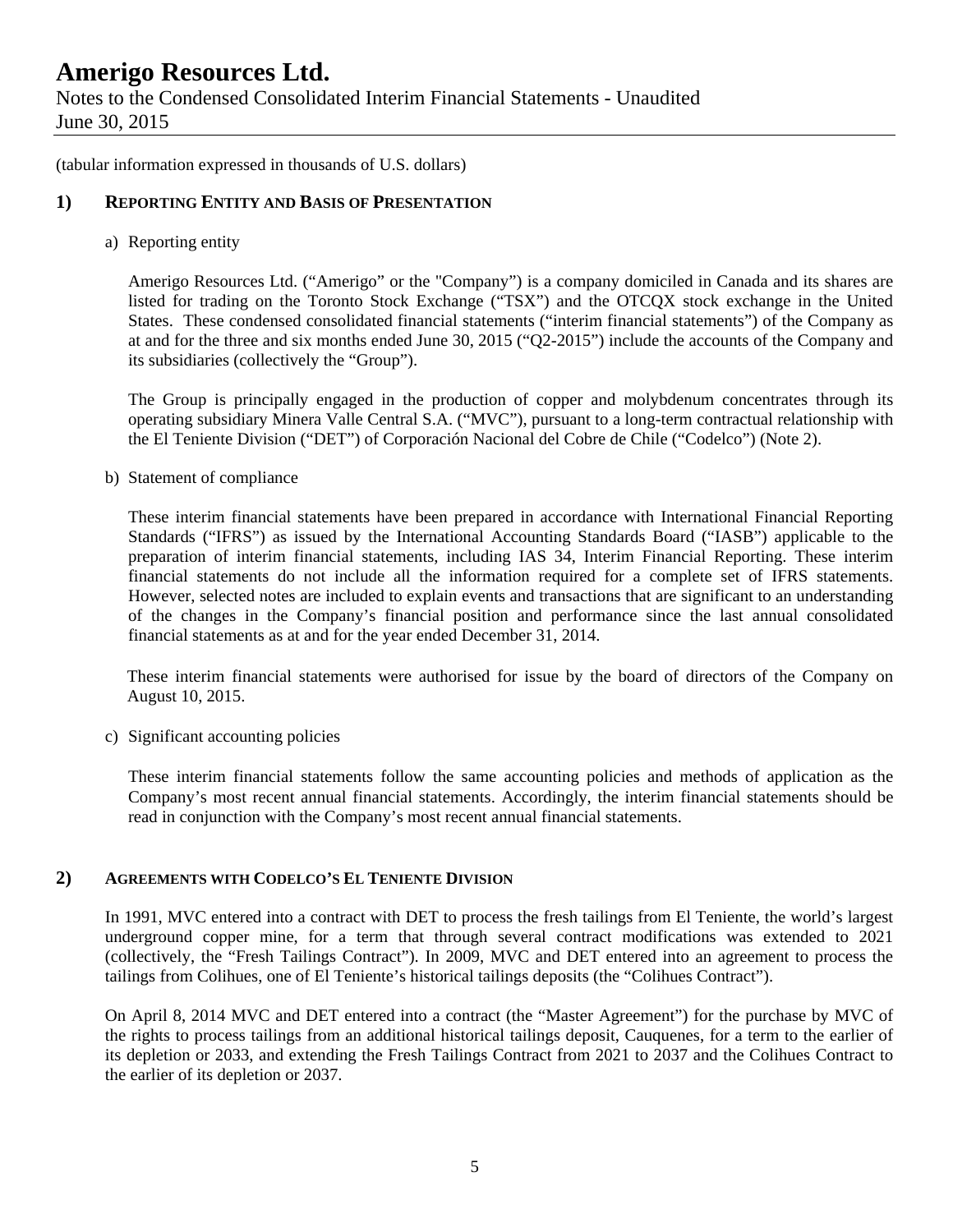(tabular information expressed in thousands of U.S. dollars)

## 1) Reporting Entity and Basis of Presentation

a) Reporting entity

Amerigo Resources Ltd. ("Amerigo" or the "Company") is a company domiciled in Canada and its shares are listed for trading on the Toronto Stock Exchange ("TSX") and the OTCQX stock exchange in the United States. These condensed consolidated financial statements ("interim financial statements") of the Company as at and for the three and six months ended June 30, 2015 ("Q2-2015") include the accounts of the Company and its subsidiaries (collectively the "Group").

The Group is principally engaged in the production of copper and molybdenum concentrates through its operating subsidiary Minera Valle Central S.A. ("MVC"), pursuant to a long-term contractual relationship with the El Teniente Division ("DET") of Corporación Nacional del Cobre de Chile ("Codelco") (Note 2).

b) Statement of compliance

These interim financial statements have been prepared in accordance with International Financial Reporting Standards ("IFRS") as issued by the International Accounting Standards Board ("IASB") applicable to the preparation of interim financial statements, including IAS 34, Interim Financial Reporting. These interim financial statements do not include all the information required for a complete set of IFRS statements. However, selected notes are included to explain events and transactions that are significant to an understanding of the changes in the Company's financial position and performance since the last annual consolidated financial statements as at and for the year ended December 31, 2014.

These interim financial statements were authorised for issue by the board of directors of the Company on August 10, 2015.

c) Significant accounting policies

These interim financial statements follow the same accounting policies and methods of application as the Company's most recent annual financial statements. Accordingly, the interim financial statements should be read in conjunction with the Company's most recent annual financial statements.

## 2) Agreements with Codelco's El Teniente Division

In 1991, MVC entered into a contract with DET to process the fresh tailings from El Teniente, the world's largest underground copper mine, for a term that through several contract modifications was extended to 2021 (collectively, the "Fresh Tailings Contract"). In 2009, MVC and DET entered into an agreement to process the tailings from Colihues, one of El Teniente's historical tailings deposits (the "Colihues Contract").

On April 8, 2014 MVC and DET entered into a contract (the "Master Agreement") for the purchase by MVC of the rights to process tailings from an additional historical tailings deposit, Cauquenes, for a term to the earlier of its depletion or 2033, and extending the Fresh Tailings Contract from 2021 to 2037 and the Colihues Contract to the earlier of its depletion or 2037.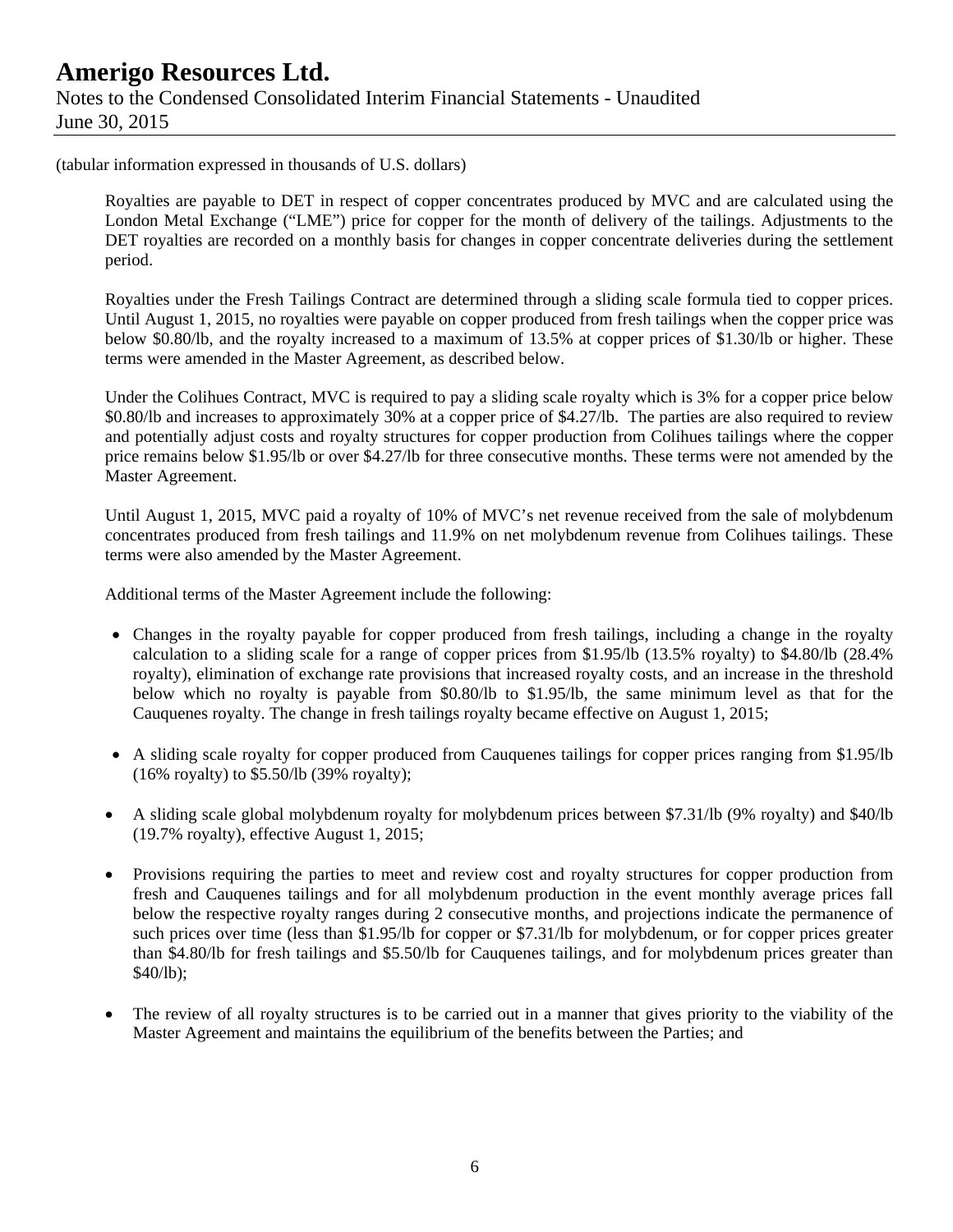(tabular information expressed in thousands of U.S. dollars)

Royalties are payable to DET in respect of copper concentrates produced by MVC and are calculated using the London Metal Exchange ("LME") price for copper for the month of delivery of the tailings. Adjustments to the DET royalties are recorded on a monthly basis for changes in copper concentrate deliveries during the settlement period.

Royalties under the Fresh Tailings Contract are determined through a sliding scale formula tied to copper prices. Until August 1, 2015, no royalties were payable on copper produced from fresh tailings when the copper price was below $0.80/lb, and the royalty increased to a maximum of 13.5% at copper prices of $1.30/lb or higher. These terms were amended in the Master Agreement, as described below.

Under the Colihues Contract, MVC is required to pay a sliding scale royalty which is 3% for a copper price below $0.80/lb and increases to approximately 30% at a copper price of $4.27/lb. The parties are also required to review and potentially adjust costs and royalty structures for copper production from Colihues tailings where the copper price remains below $1.95/lb or over $4.27/lb for three consecutive months. These terms were not amended by the Master Agreement.

Until August 1, 2015, MVC paid a royalty of 10% of MVC's net revenue received from the sale of molybdenum concentrates produced from fresh tailings and 11.9% on net molybdenum revenue from Colihues tailings. These terms were also amended by the Master Agreement.

Additional terms of the Master Agreement include the following:

- Changes in the royalty payable for copper produced from fresh tailings, including a change in the royalty calculation to a sliding scale for a range of copper prices from $1.95/lb (13.5% royalty) to $4.80/lb (28.4% royalty), elimination of exchange rate provisions that increased royalty costs, and an increase in the threshold below which no royalty is payable from $0.80/lb to $1.95/lb, the same minimum level as that for the Cauquenes royalty. The change in fresh tailings royalty became effective on August 1, 2015;

- A sliding scale royalty for copper produced from Cauquenes tailings for copper prices ranging from $1.95/lb (16% royalty) to $5.50/lb (39% royalty);

- A sliding scale global molybdenum royalty for molybdenum prices between $7.31/lb (9% royalty) and $40/lb (19.7% royalty), effective August 1, 2015;

- Provisions requiring the parties to meet and review cost and royalty structures for copper production from fresh and Cauquenes tailings and for all molybdenum production in the event monthly average prices fall below the respective royalty ranges during 2 consecutive months, and projections indicate the permanence of such prices over time (less than $1.95/lb for copper or $7.31/lb for molybdenum, or for copper prices greater than $4.80/lb for fresh tailings and $5.50/lb for Cauquenes tailings, and for molybdenum prices greater than $40/lb);

- The review of all royalty structures is to be carried out in a manner that gives priority to the viability of the Master Agreement and maintains the equilibrium of the benefits between the Parties; and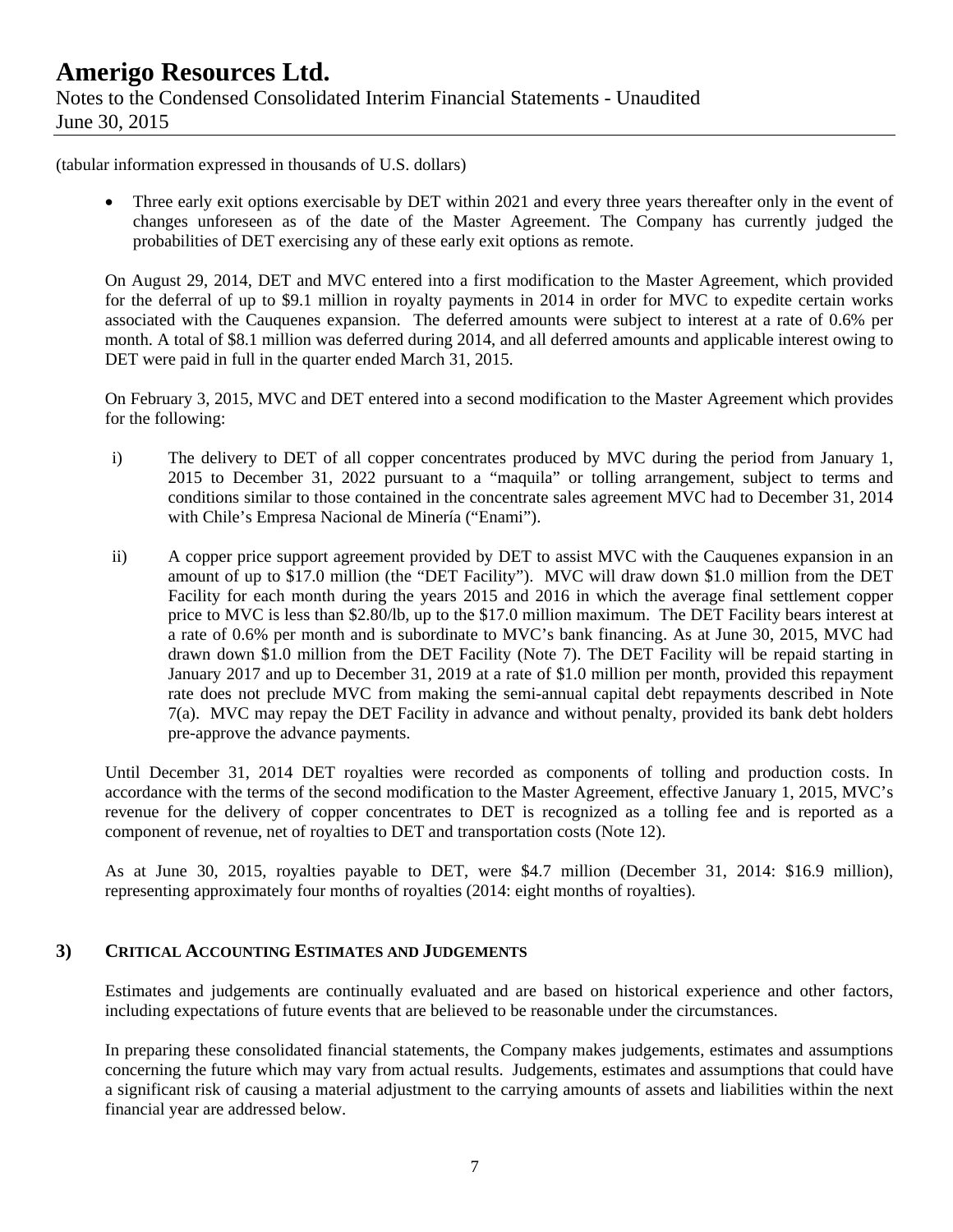(tabular information expressed in thousands of U.S. dollars)

- Three early exit options exercisable by DET within 2021 and every three years thereafter only in the event of changes unforeseen as of the date of the Master Agreement. The Company has currently judged the probabilities of DET exercising any of these early exit options as remote.

On August 29, 2014, DET and MVC entered into a first modification to the Master Agreement, which provided for the deferral of up to $9.1 million in royalty payments in 2014 in order for MVC to expedite certain works associated with the Cauquenes expansion. The deferred amounts were subject to interest at a rate of 0.6% per month. A total of $8.1 million was deferred during 2014, and all deferred amounts and applicable interest owing to DET were paid in full in the quarter ended March 31, 2015.

On February 3, 2015, MVC and DET entered into a second modification to the Master Agreement which provides for the following:

i) The delivery to DET of all copper concentrates produced by MVC during the period from January 1, 2015 to December 31, 2022 pursuant to a "maquila" or tolling arrangement, subject to terms and conditions similar to those contained in the concentrate sales agreement MVC had to December 31, 2014 with Chile's Empresa Nacional de Minería ("Enami").

ii) A copper price support agreement provided by DET to assist MVC with the Cauquenes expansion in an amount of up to $17.0 million (the "DET Facility"). MVC will draw down $1.0 million from the DET Facility for each month during the years 2015 and 2016 in which the average final settlement copper price to MVC is less than $2.80/lb, up to the $17.0 million maximum. The DET Facility bears interest at a rate of 0.6% per month and is subordinate to MVC's bank financing. As at June 30, 2015, MVC had drawn down $1.0 million from the DET Facility (Note 7). The DET Facility will be repaid starting in January 2017 and up to December 31, 2019 at a rate of $1.0 million per month, provided this repayment rate does not preclude MVC from making the semi-annual capital debt repayments described in Note 7(a). MVC may repay the DET Facility in advance and without penalty, provided its bank debt holders pre-approve the advance payments.

Until December 31, 2014 DET royalties were recorded as components of tolling and production costs. In accordance with the terms of the second modification to the Master Agreement, effective January 1, 2015, MVC's revenue for the delivery of copper concentrates to DET is recognized as a tolling fee and is reported as a component of revenue, net of royalties to DET and transportation costs (Note 12).

As at June 30, 2015, royalties payable to DET, were $4.7 million (December 31, 2014: $16.9 million), representing approximately four months of royalties (2014: eight months of royalties).

## 3) CRITICAL ACCOUNTING ESTIMATES AND JUDGEMENTS

Estimates and judgements are continually evaluated and are based on historical experience and other factors, including expectations of future events that are believed to be reasonable under the circumstances.

In preparing these consolidated financial statements, the Company makes judgements, estimates and assumptions concerning the future which may vary from actual results. Judgements, estimates and assumptions that could have a significant risk of causing a material adjustment to the carrying amounts of assets and liabilities within the next financial year are addressed below.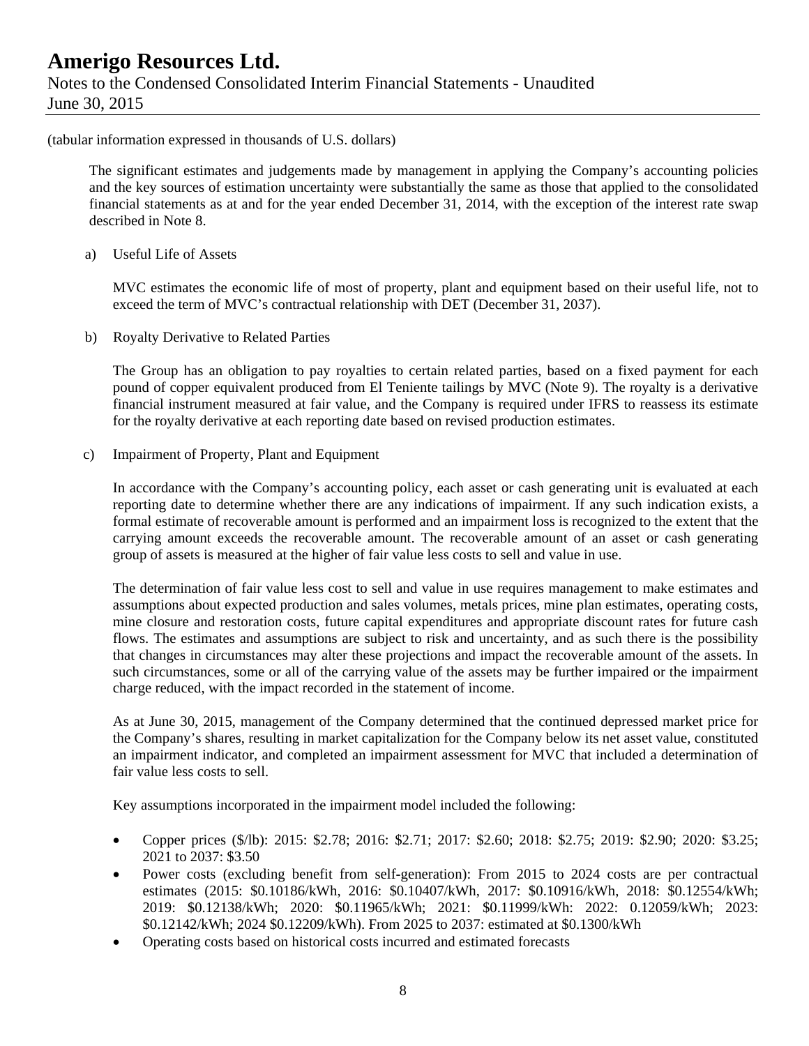(tabular information expressed in thousands of U.S. dollars)

The significant estimates and judgements made by management in applying the Company's accounting policies and the key sources of estimation uncertainty were substantially the same as those that applied to the consolidated financial statements as at and for the year ended December 31, 2014, with the exception of the interest rate swap described in Note 8.

a) Useful Life of Assets

MVC estimates the economic life of most of property, plant and equipment based on their useful life, not to exceed the term of MVC's contractual relationship with DET (December 31, 2037).

b) Royalty Derivative to Related Parties

The Group has an obligation to pay royalties to certain related parties, based on a fixed payment for each pound of copper equivalent produced from El Teniente tailings by MVC (Note 9). The royalty is a derivative financial instrument measured at fair value, and the Company is required under IFRS to reassess its estimate for the royalty derivative at each reporting date based on revised production estimates.

c) Impairment of Property, Plant and Equipment

In accordance with the Company's accounting policy, each asset or cash generating unit is evaluated at each reporting date to determine whether there are any indications of impairment. If any such indication exists, a formal estimate of recoverable amount is performed and an impairment loss is recognized to the extent that the carrying amount exceeds the recoverable amount. The recoverable amount of an asset or cash generating group of assets is measured at the higher of fair value less costs to sell and value in use.

The determination of fair value less cost to sell and value in use requires management to make estimates and assumptions about expected production and sales volumes, metals prices, mine plan estimates, operating costs, mine closure and restoration costs, future capital expenditures and appropriate discount rates for future cash flows. The estimates and assumptions are subject to risk and uncertainty, and as such there is the possibility that changes in circumstances may alter these projections and impact the recoverable amount of the assets. In such circumstances, some or all of the carrying value of the assets may be further impaired or the impairment charge reduced, with the impact recorded in the statement of income.

As at June 30, 2015, management of the Company determined that the continued depressed market price for the Company's shares, resulting in market capitalization for the Company below its net asset value, constituted an impairment indicator, and completed an impairment assessment for MVC that included a determination of fair value less costs to sell.

Key assumptions incorporated in the impairment model included the following:

- Copper prices ($/lb): 2015: $2.78; 2016: $2.71; 2017: $2.60; 2018: $2.75; 2019: $2.90; 2020: $3.25; 2021 to 2037: $3.50
- Power costs (excluding benefit from self-generation): From 2015 to 2024 costs are per contractual estimates (2015: $0.10186/kWh, 2016: $0.10407/kWh, 2017: $0.10916/kWh, 2018: $0.12554/kWh; 2019: $0.12138/kWh; 2020: $0.11965/kWh; 2021: $0.11999/kWh: 2022: 0.12059/kWh; 2023: $0.12142/kWh; 2024 $0.12209/kWh). From 2025 to 2037: estimated at $0.1300/kWh
- Operating costs based on historical costs incurred and estimated forecasts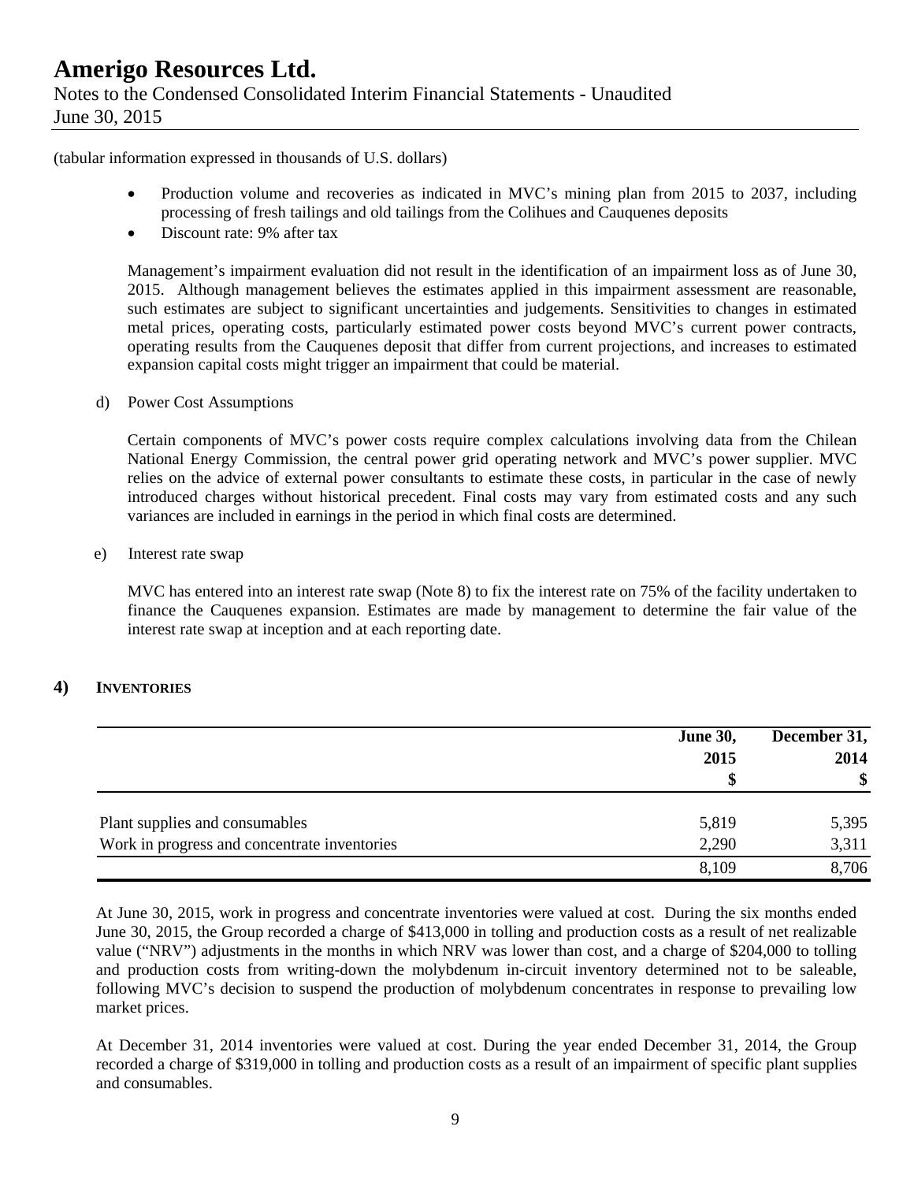(tabular information expressed in thousands of U.S. dollars)

- Production volume and recoveries as indicated in MVC's mining plan from 2015 to 2037, including processing of fresh tailings and old tailings from the Colihues and Cauquenes deposits
- Discount rate: 9% after tax

Management's impairment evaluation did not result in the identification of an impairment loss as of June 30, 2015. Although management believes the estimates applied in this impairment assessment are reasonable, such estimates are subject to significant uncertainties and judgements. Sensitivities to changes in estimated metal prices, operating costs, particularly estimated power costs beyond MVC's current power contracts, operating results from the Cauquenes deposit that differ from current projections, and increases to estimated expansion capital costs might trigger an impairment that could be material.

d) Power Cost Assumptions

Certain components of MVC's power costs require complex calculations involving data from the Chilean National Energy Commission, the central power grid operating network and MVC's power supplier. MVC relies on the advice of external power consultants to estimate these costs, in particular in the case of newly introduced charges without historical precedent. Final costs may vary from estimated costs and any such variances are included in earnings in the period in which final costs are determined.

e) Interest rate swap

MVC has entered into an interest rate swap (Note 8) to fix the interest rate on 75% of the facility undertaken to finance the Cauquenes expansion. Estimates are made by management to determine the fair value of the interest rate swap at inception and at each reporting date.

## 4) INVENTORIES

| | June 30, 2015 $ | December 31, 2014 $ |
|---|---|---|
| Plant supplies and consumables | 5,819 | 5,395 |
| Work in progress and concentrate inventories | 2,290 | 3,311 |
| | 8,109 | 8,706 |

At June 30, 2015, work in progress and concentrate inventories were valued at cost. During the six months ended June 30, 2015, the Group recorded a charge of $413,000 in tolling and production costs as a result of net realizable value ("NRV") adjustments in the months in which NRV was lower than cost, and a charge of $204,000 to tolling and production costs from writing-down the molybdenum in-circuit inventory determined not to be saleable, following MVC's decision to suspend the production of molybdenum concentrates in response to prevailing low market prices.

At December 31, 2014 inventories were valued at cost. During the year ended December 31, 2014, the Group recorded a charge of $319,000 in tolling and production costs as a result of an impairment of specific plant supplies and consumables.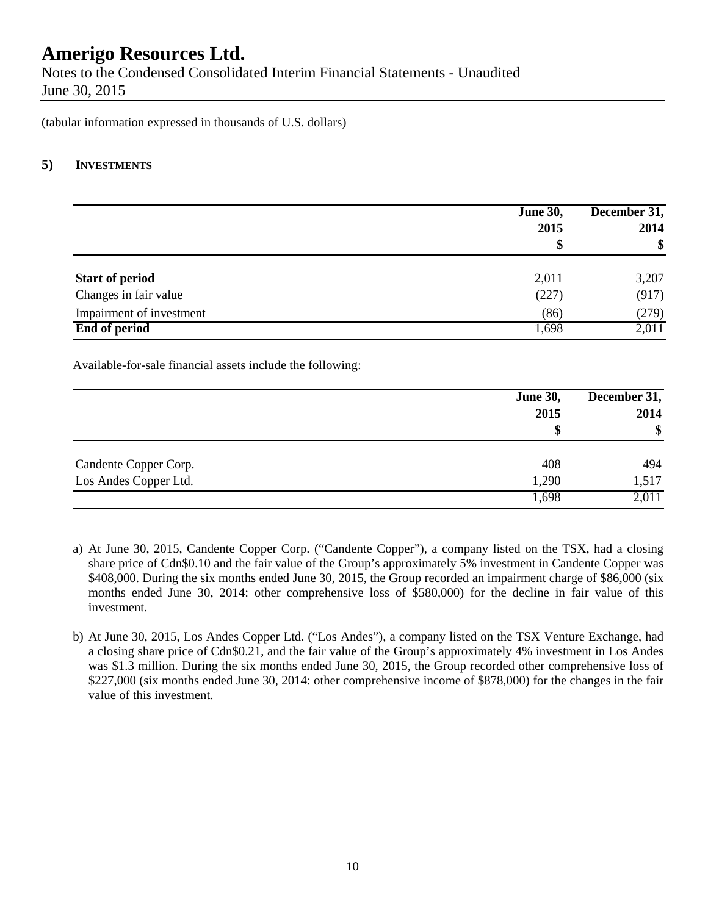(tabular information expressed in thousands of U.S. dollars)

## 5) INVESTMENTS

| | June 30, 2015 $ | December 31, 2014 $ |
|---|---|---|
| **Start of period** | 2,011 | 3,207 |
| Changes in fair value | (227) | (917) |
| Impairment of investment | (86) | (279) |
| **End of period** | 1,698 | 2,011 |

Available-for-sale financial assets include the following:

| | June 30, 2015 $ | December 31, 2014 $ |
|---|---|---|
| Candente Copper Corp. | 408 | 494 |
| Los Andes Copper Ltd. | 1,290 | 1,517 |
| | 1,698 | 2,011 |

a) At June 30, 2015, Candente Copper Corp. ("Candente Copper"), a company listed on the TSX, had a closing share price of Cdn$0.10 and the fair value of the Group's approximately 5% investment in Candente Copper was $408,000. During the six months ended June 30, 2015, the Group recorded an impairment charge of $86,000 (six months ended June 30, 2014: other comprehensive loss of $580,000) for the decline in fair value of this investment.

b) At June 30, 2015, Los Andes Copper Ltd. ("Los Andes"), a company listed on the TSX Venture Exchange, had a closing share price of Cdn$0.21, and the fair value of the Group's approximately 4% investment in Los Andes was $1.3 million. During the six months ended June 30, 2015, the Group recorded other comprehensive loss of $227,000 (six months ended June 30, 2014: other comprehensive income of $878,000) for the changes in the fair value of this investment.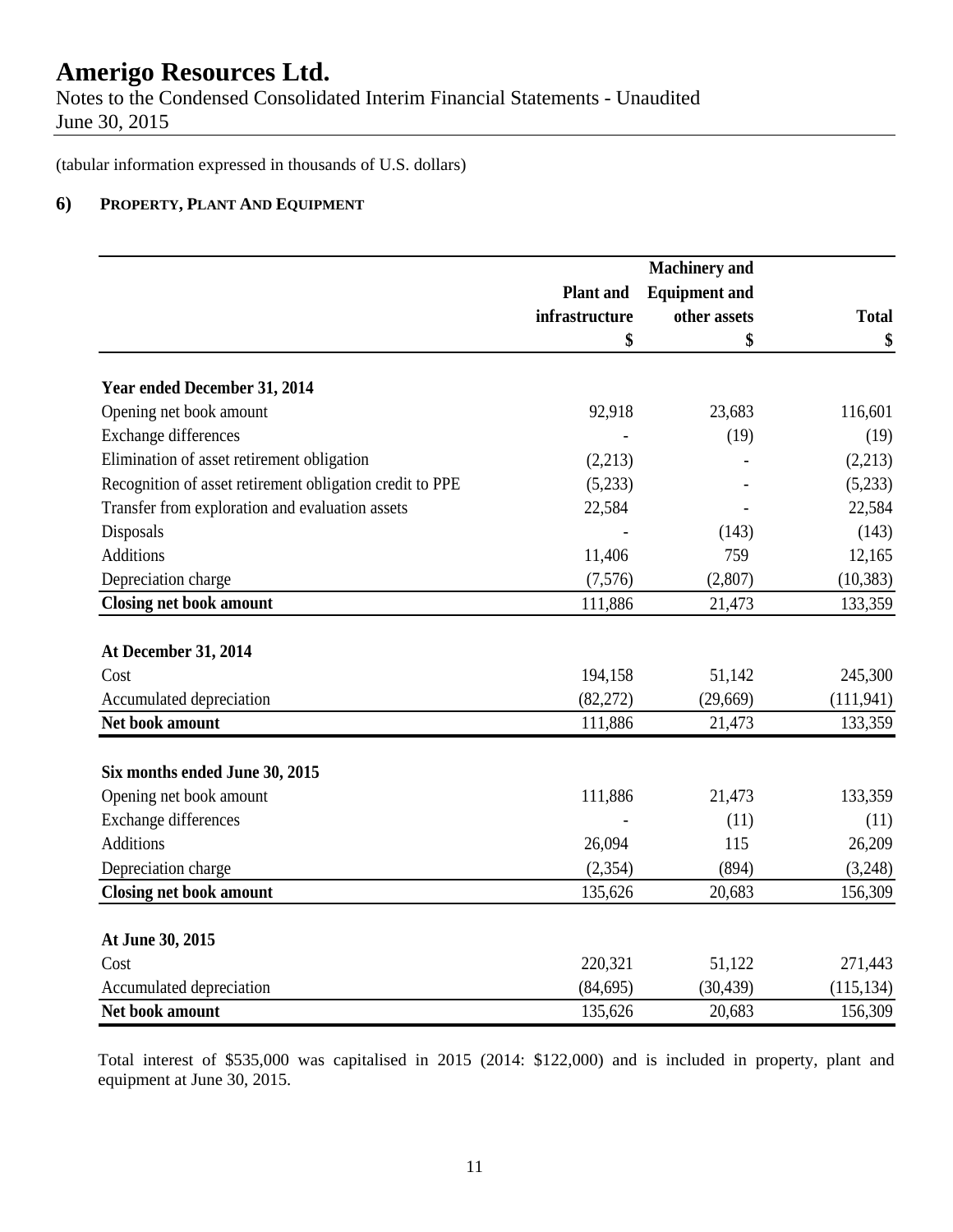(tabular information expressed in thousands of U.S. dollars)

## 6) PROPERTY, PLANT AND EQUIPMENT

| | Plant and infrastructure | Machinery and Equipment and other assets | Total |
|---|---|---|---|
| | $ | $ | $ |
| **Year ended December 31, 2014** | | | |
| Opening net book amount | 92,918 | 23,683 | 116,601 |
| Exchange differences | - | (19) | (19) |
| Elimination of asset retirement obligation | (2,213) | - | (2,213) |
| Recognition of asset retirement obligation credit to PPE | (5,233) | - | (5,233) |
| Transfer from exploration and evaluation assets | 22,584 | - | 22,584 |
| Disposals | - | (143) | (143) |
| Additions | 11,406 | 759 | 12,165 |
| Depreciation charge | (7,576) | (2,807) | (10,383) |
| **Closing net book amount** | 111,886 | 21,473 | 133,359 |
| **At December 31, 2014** | | | |
| Cost | 194,158 | 51,142 | 245,300 |
| Accumulated depreciation | (82,272) | (29,669) | (111,941) |
| **Net book amount** | 111,886 | 21,473 | 133,359 |
| **Six months ended June 30, 2015** | | | |
| Opening net book amount | 111,886 | 21,473 | 133,359 |
| Exchange differences | - | (11) | (11) |
| Additions | 26,094 | 115 | 26,209 |
| Depreciation charge | (2,354) | (894) | (3,248) |
| **Closing net book amount** | 135,626 | 20,683 | 156,309 |
| **At June 30, 2015** | | | |
| Cost | 220,321 | 51,122 | 271,443 |
| Accumulated depreciation | (84,695) | (30,439) | (115,134) |
| **Net book amount** | 135,626 | 20,683 | 156,309 |

Total interest of $535,000 was capitalised in 2015 (2014: $122,000) and is included in property, plant and equipment at June 30, 2015.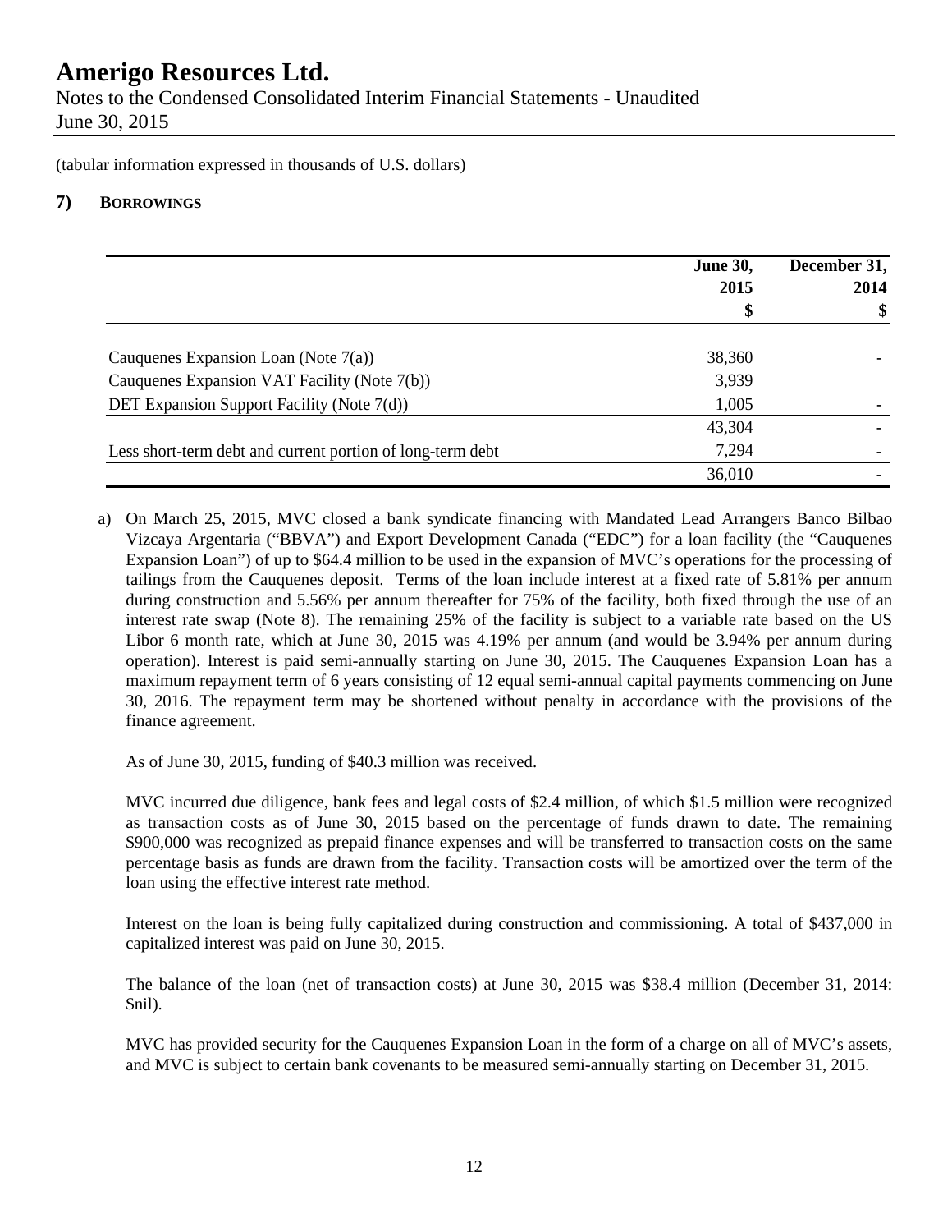# Amerigo Resources Ltd.

Notes to the Condensed Consolidated Interim Financial Statements - Unaudited
June 30, 2015

(tabular information expressed in thousands of U.S. dollars)

## 7) BORROWINGS

| | June 30, 2015 $ | December 31, 2014 $ |
|---|---|---|
| Cauquenes Expansion Loan (Note 7(a)) | 38,360 | - |
| Cauquenes Expansion VAT Facility (Note 7(b)) | 3,939 | |
| DET Expansion Support Facility (Note 7(d)) | 1,005 | - |
| | 43,304 | - |
| Less short-term debt and current portion of long-term debt | 7,294 | - |
| | 36,010 | - |

a) On March 25, 2015, MVC closed a bank syndicate financing with Mandated Lead Arrangers Banco Bilbao Vizcaya Argentaria ("BBVA") and Export Development Canada ("EDC") for a loan facility (the "Cauquenes Expansion Loan") of up to $64.4 million to be used in the expansion of MVC's operations for the processing of tailings from the Cauquenes deposit. Terms of the loan include interest at a fixed rate of 5.81% per annum during construction and 5.56% per annum thereafter for 75% of the facility, both fixed through the use of an interest rate swap (Note 8). The remaining 25% of the facility is subject to a variable rate based on the US Libor 6 month rate, which at June 30, 2015 was 4.19% per annum (and would be 3.94% per annum during operation). Interest is paid semi-annually starting on June 30, 2015. The Cauquenes Expansion Loan has a maximum repayment term of 6 years consisting of 12 equal semi-annual capital payments commencing on June 30, 2016. The repayment term may be shortened without penalty in accordance with the provisions of the finance agreement.

   As of June 30, 2015, funding of $40.3 million was received.

   MVC incurred due diligence, bank fees and legal costs of $2.4 million, of which $1.5 million were recognized as transaction costs as of June 30, 2015 based on the percentage of funds drawn to date. The remaining $900,000 was recognized as prepaid finance expenses and will be transferred to transaction costs on the same percentage basis as funds are drawn from the facility. Transaction costs will be amortized over the term of the loan using the effective interest rate method.

   Interest on the loan is being fully capitalized during construction and commissioning. A total of $437,000 in capitalized interest was paid on June 30, 2015.

   The balance of the loan (net of transaction costs) at June 30, 2015 was $38.4 million (December 31, 2014: $nil).

   MVC has provided security for the Cauquenes Expansion Loan in the form of a charge on all of MVC's assets, and MVC is subject to certain bank covenants to be measured semi-annually starting on December 31, 2015.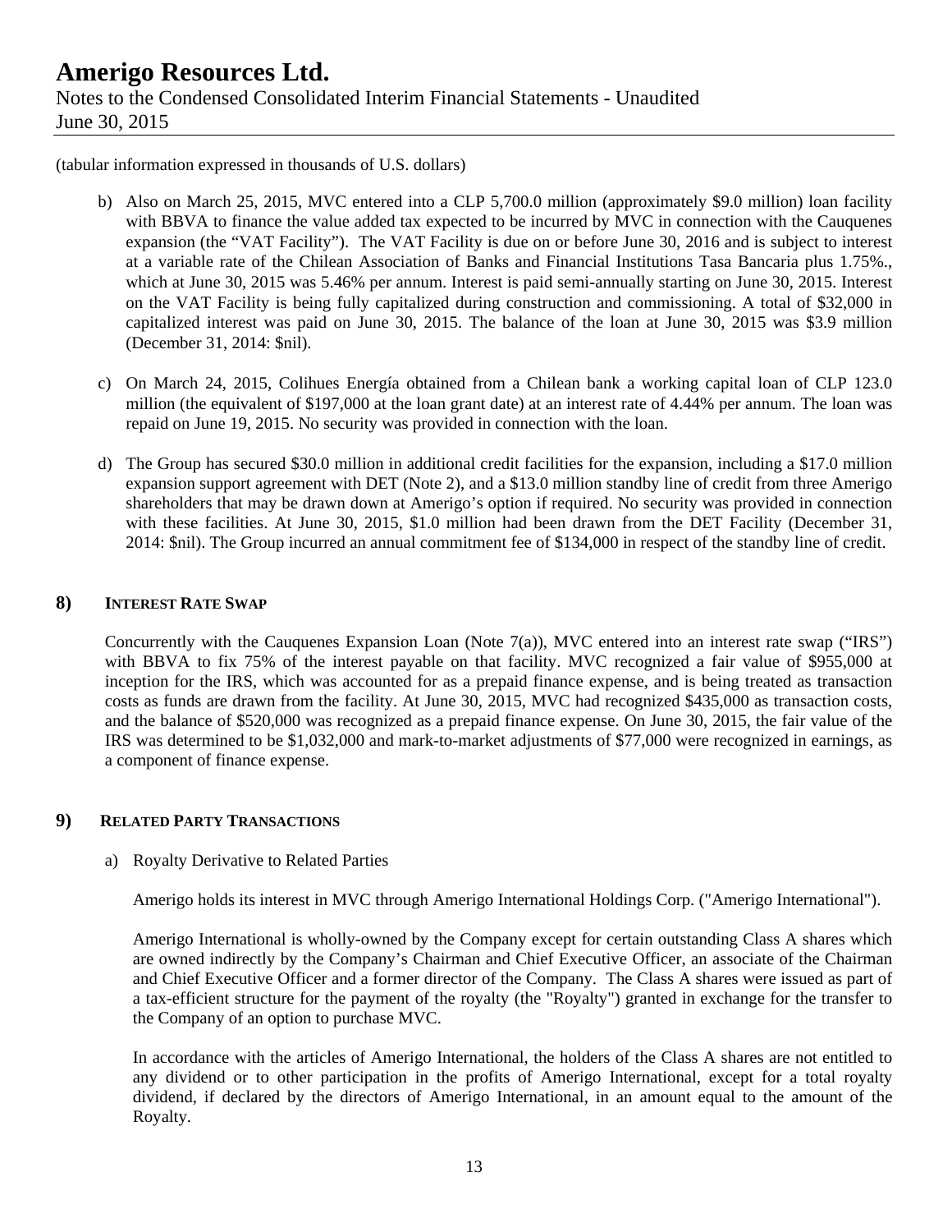(tabular information expressed in thousands of U.S. dollars)

b) Also on March 25, 2015, MVC entered into a CLP 5,700.0 million (approximately $9.0 million) loan facility with BBVA to finance the value added tax expected to be incurred by MVC in connection with the Cauquenes expansion (the "VAT Facility"). The VAT Facility is due on or before June 30, 2016 and is subject to interest at a variable rate of the Chilean Association of Banks and Financial Institutions Tasa Bancaria plus 1.75%., which at June 30, 2015 was 5.46% per annum. Interest is paid semi-annually starting on June 30, 2015. Interest on the VAT Facility is being fully capitalized during construction and commissioning. A total of $32,000 in capitalized interest was paid on June 30, 2015. The balance of the loan at June 30, 2015 was $3.9 million (December 31, 2014: $nil).

c) On March 24, 2015, Colihues Energía obtained from a Chilean bank a working capital loan of CLP 123.0 million (the equivalent of $197,000 at the loan grant date) at an interest rate of 4.44% per annum. The loan was repaid on June 19, 2015. No security was provided in connection with the loan.

d) The Group has secured $30.0 million in additional credit facilities for the expansion, including a $17.0 million expansion support agreement with DET (Note 2), and a $13.0 million standby line of credit from three Amerigo shareholders that may be drawn down at Amerigo's option if required. No security was provided in connection with these facilities. At June 30, 2015, $1.0 million had been drawn from the DET Facility (December 31, 2014: $nil). The Group incurred an annual commitment fee of $134,000 in respect of the standby line of credit.

## 8) INTEREST RATE SWAP

Concurrently with the Cauquenes Expansion Loan (Note 7(a)), MVC entered into an interest rate swap ("IRS") with BBVA to fix 75% of the interest payable on that facility. MVC recognized a fair value of $955,000 at inception for the IRS, which was accounted for as a prepaid finance expense, and is being treated as transaction costs as funds are drawn from the facility. At June 30, 2015, MVC had recognized $435,000 as transaction costs, and the balance of $520,000 was recognized as a prepaid finance expense. On June 30, 2015, the fair value of the IRS was determined to be $1,032,000 and mark-to-market adjustments of $77,000 were recognized in earnings, as a component of finance expense.

## 9) RELATED PARTY TRANSACTIONS

a) Royalty Derivative to Related Parties

Amerigo holds its interest in MVC through Amerigo International Holdings Corp. ("Amerigo International").

Amerigo International is wholly-owned by the Company except for certain outstanding Class A shares which are owned indirectly by the Company's Chairman and Chief Executive Officer, an associate of the Chairman and Chief Executive Officer and a former director of the Company. The Class A shares were issued as part of a tax-efficient structure for the payment of the royalty (the "Royalty") granted in exchange for the transfer to the Company of an option to purchase MVC.

In accordance with the articles of Amerigo International, the holders of the Class A shares are not entitled to any dividend or to other participation in the profits of Amerigo International, except for a total royalty dividend, if declared by the directors of Amerigo International, in an amount equal to the amount of the Royalty.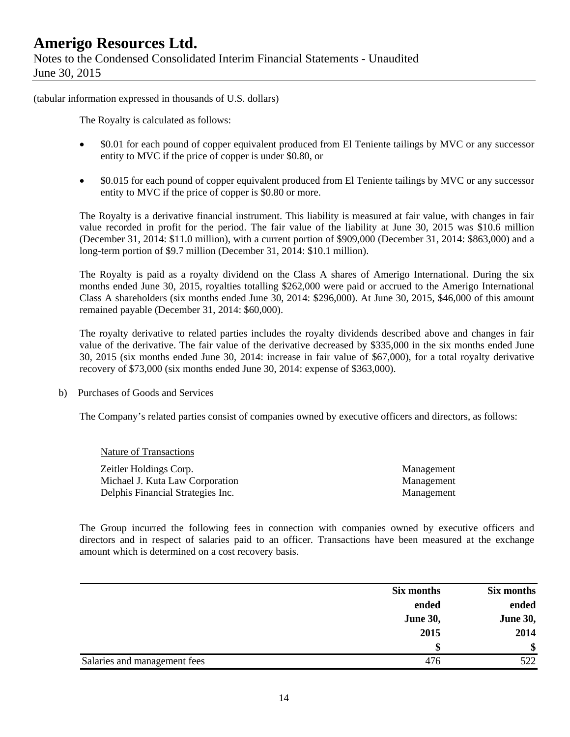(tabular information expressed in thousands of U.S. dollars)

The Royalty is calculated as follows:

- $0.01 for each pound of copper equivalent produced from El Teniente tailings by MVC or any successor entity to MVC if the price of copper is under $0.80, or

- $0.015 for each pound of copper equivalent produced from El Teniente tailings by MVC or any successor entity to MVC if the price of copper is $0.80 or more.

The Royalty is a derivative financial instrument. This liability is measured at fair value, with changes in fair value recorded in profit for the period. The fair value of the liability at June 30, 2015 was $10.6 million (December 31, 2014: $11.0 million), with a current portion of $909,000 (December 31, 2014: $863,000) and a long-term portion of $9.7 million (December 31, 2014: $10.1 million).

The Royalty is paid as a royalty dividend on the Class A shares of Amerigo International. During the six months ended June 30, 2015, royalties totalling $262,000 were paid or accrued to the Amerigo International Class A shareholders (six months ended June 30, 2014: $296,000). At June 30, 2015, $46,000 of this amount remained payable (December 31, 2014: $60,000).

The royalty derivative to related parties includes the royalty dividends described above and changes in fair value of the derivative. The fair value of the derivative decreased by $335,000 in the six months ended June 30, 2015 (six months ended June 30, 2014: increase in fair value of $67,000), for a total royalty derivative recovery of $73,000 (six months ended June 30, 2014: expense of $363,000).

b) Purchases of Goods and Services

The Company's related parties consist of companies owned by executive officers and directors, as follows:

| | Nature of Transactions |
|---|---|
| Zeitler Holdings Corp. | Management |
| Michael J. Kuta Law Corporation | Management |
| Delphis Financial Strategies Inc. | Management |

The Group incurred the following fees in connection with companies owned by executive officers and directors and in respect of salaries paid to an officer. Transactions have been measured at the exchange amount which is determined on a cost recovery basis.

| | **Six months ended June 30, 2015** | **Six months ended June 30, 2014** |
|---|---:|---:|
| | **$** | **$** |
| Salaries and management fees | 476 | 522 |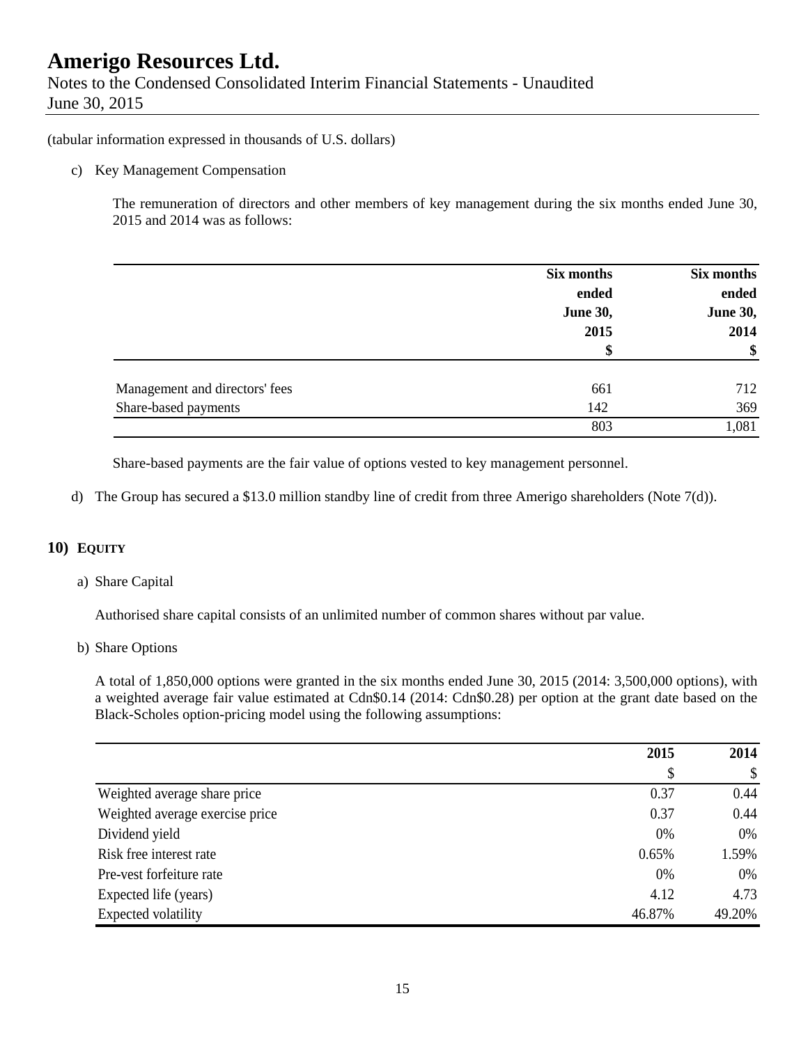# Amerigo Resources Ltd.

Notes to the Condensed Consolidated Interim Financial Statements - Unaudited
June 30, 2015

(tabular information expressed in thousands of U.S. dollars)

c) Key Management Compensation

The remuneration of directors and other members of key management during the six months ended June 30, 2015 and 2014 was as follows:

| | Six months ended June 30, 2015 $ | Six months ended June 30, 2014 $ |
|---|---|---|
| Management and directors' fees | 661 | 712 |
| Share-based payments | 142 | 369 |
| | 803 | 1,081 |

Share-based payments are the fair value of options vested to key management personnel.

d) The Group has secured a $13.0 million standby line of credit from three Amerigo shareholders (Note 7(d)).

## 10) EQUITY

a) Share Capital

Authorised share capital consists of an unlimited number of common shares without par value.

b) Share Options

A total of 1,850,000 options were granted in the six months ended June 30, 2015 (2014: 3,500,000 options), with a weighted average fair value estimated at Cdn$0.14 (2014: Cdn$0.28) per option at the grant date based on the Black-Scholes option-pricing model using the following assumptions:

| | 2015 $ | 2014 $ |
|---|---|---|
| Weighted average share price | 0.37 | 0.44 |
| Weighted average exercise price | 0.37 | 0.44 |
| Dividend yield | 0% | 0% |
| Risk free interest rate | 0.65% | 1.59% |
| Pre-vest forfeiture rate | 0% | 0% |
| Expected life (years) | 4.12 | 4.73 |
| Expected volatility | 46.87% | 49.20% |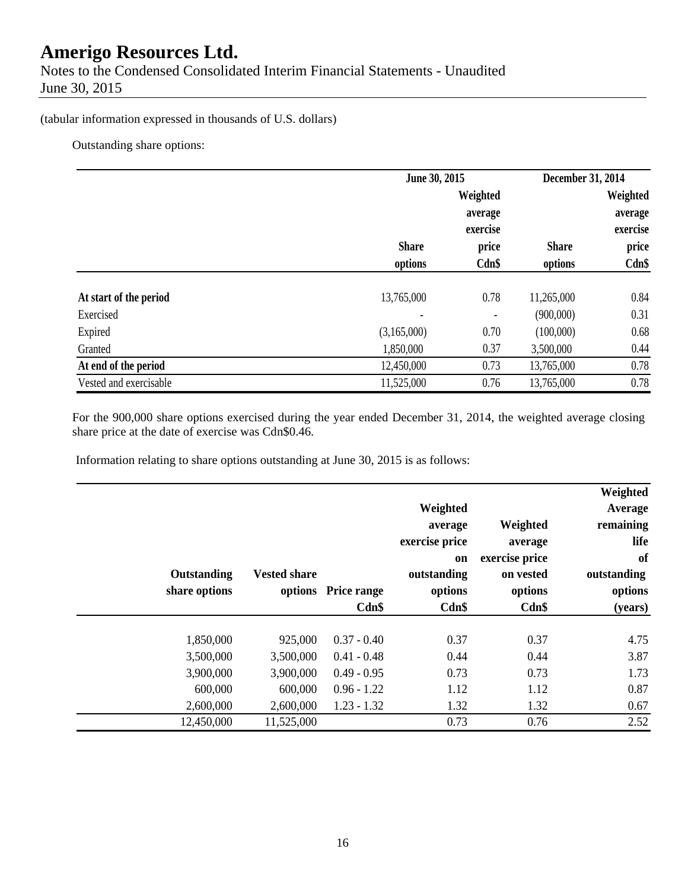# Amerigo Resources Ltd.

Notes to the Condensed Consolidated Interim Financial Statements - Unaudited
June 30, 2015

(tabular information expressed in thousands of U.S. dollars)

Outstanding share options:

| | June 30, 2015 | | December 31, 2014 | |
|---|---|---|---|---|
| | Share options | Weighted average exercise price Cdn$ | Share options | Weighted average exercise price Cdn$ |
| **At start of the period** | 13,765,000 | 0.78 | 11,265,000 | 0.84 |
| Exercised | - | - | (900,000) | 0.31 |
| Expired | (3,165,000) | 0.70 | (100,000) | 0.68 |
| Granted | 1,850,000 | 0.37 | 3,500,000 | 0.44 |
| **At end of the period** | 12,450,000 | 0.73 | 13,765,000 | 0.78 |
| Vested and exercisable | 11,525,000 | 0.76 | 13,765,000 | 0.78 |

For the 900,000 share options exercised during the year ended December 31, 2014, the weighted average closing share price at the date of exercise was Cdn$0.46.

Information relating to share options outstanding at June 30, 2015 is as follows:

| Outstanding share options | Vested share options | Price range Cdn$ | Weighted average exercise price on outstanding options Cdn$ | Weighted average exercise price on vested options Cdn$ | Weighted Average remaining life of outstanding options (years) |
|---|---|---|---|---|---|
| 1,850,000 | 925,000 | 0.37 - 0.40 | 0.37 | 0.37 | 4.75 |
| 3,500,000 | 3,500,000 | 0.41 - 0.48 | 0.44 | 0.44 | 3.87 |
| 3,900,000 | 3,900,000 | 0.49 - 0.95 | 0.73 | 0.73 | 1.73 |
| 600,000 | 600,000 | 0.96 - 1.22 | 1.12 | 1.12 | 0.87 |
| 2,600,000 | 2,600,000 | 1.23 - 1.32 | 1.32 | 1.32 | 0.67 |
| 12,450,000 | 11,525,000 | | 0.73 | 0.76 | 2.52 |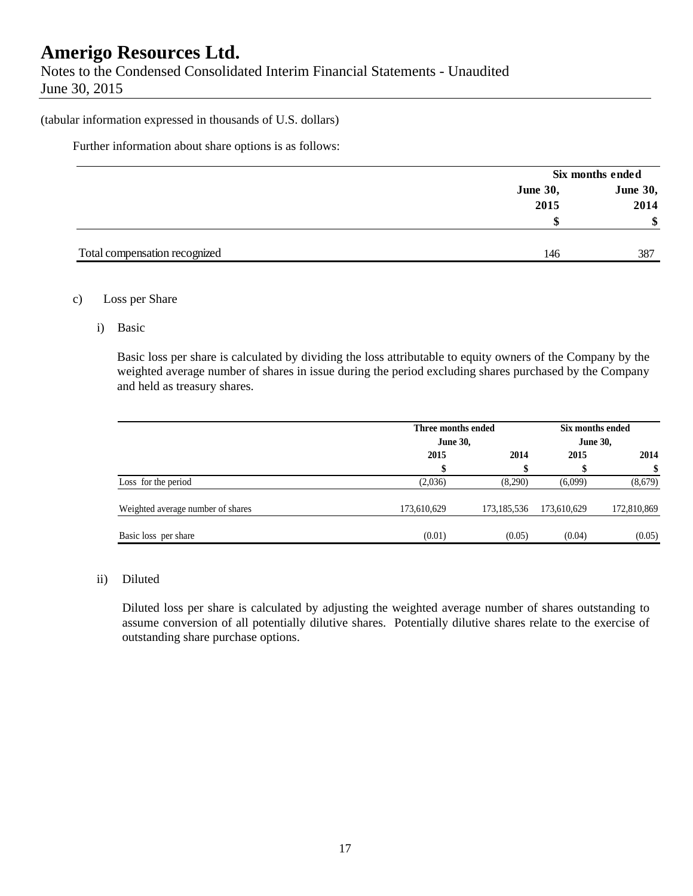(tabular information expressed in thousands of U.S. dollars)

Further information about share options is as follows:

| | Six months ended | |
|---|---|---|
| | June 30, 2015 | June 30, 2014 |
| | $ | $ |
| Total compensation recognized | 146 | 387 |

c) Loss per Share

i) Basic

Basic loss per share is calculated by dividing the loss attributable to equity owners of the Company by the weighted average number of shares in issue during the period excluding shares purchased by the Company and held as treasury shares.

| | Three months ended June 30, | | Six months ended June 30, | |
|---|---|---|---|---|
| | 2015 | 2014 | 2015 | 2014 |
| | $ | $ | $ | $ |
| Loss for the period | (2,036) | (8,290) | (6,099) | (8,679) |
| Weighted average number of shares | 173,610,629 | 173,185,536 | 173,610,629 | 172,810,869 |
| Basic loss per share | (0.01) | (0.05) | (0.04) | (0.05) |

ii) Diluted

Diluted loss per share is calculated by adjusting the weighted average number of shares outstanding to assume conversion of all potentially dilutive shares. Potentially dilutive shares relate to the exercise of outstanding share purchase options.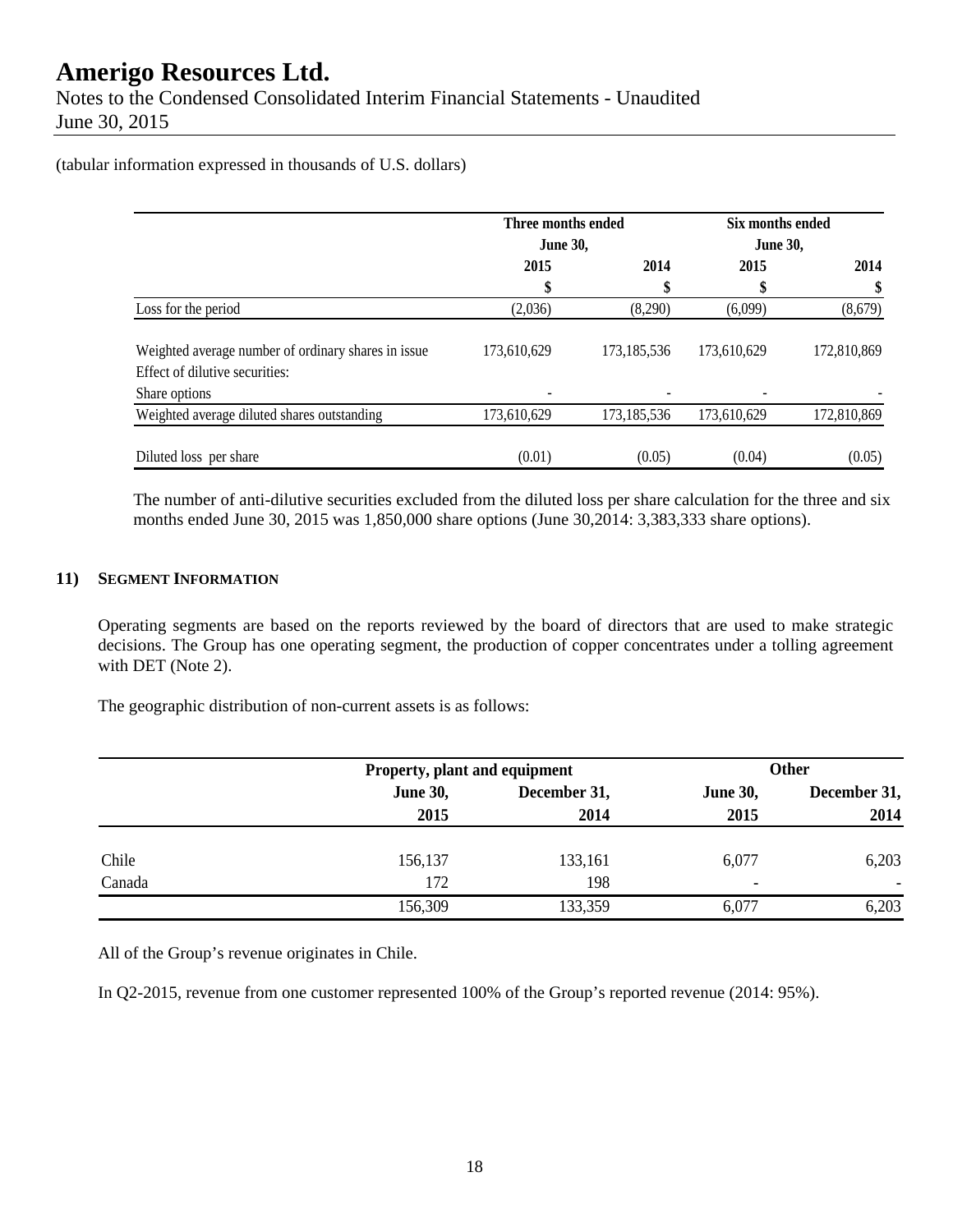(tabular information expressed in thousands of U.S. dollars)

| | Three months ended June 30, | | Six months ended June 30, | |
|---|---|---|---|---|
| | 2015 | 2014 | 2015 | 2014 |
| | $ | $ | $ | $ |
| Loss for the period | (2,036) | (8,290) | (6,099) | (8,679) |
| Weighted average number of ordinary shares in issue | 173,610,629 | 173,185,536 | 173,610,629 | 172,810,869 |
| Effect of dilutive securities: | | | | |
| Share options | - | - | - | - |
| Weighted average diluted shares outstanding | 173,610,629 | 173,185,536 | 173,610,629 | 172,810,869 |
| Diluted loss per share | (0.01) | (0.05) | (0.04) | (0.05) |

The number of anti-dilutive securities excluded from the diluted loss per share calculation for the three and six months ended June 30, 2015 was 1,850,000 share options (June 30,2014: 3,383,333 share options).

## 11) Segment Information

Operating segments are based on the reports reviewed by the board of directors that are used to make strategic decisions. The Group has one operating segment, the production of copper concentrates under a tolling agreement with DET (Note 2).

The geographic distribution of non-current assets is as follows:

| | Property, plant and equipment | | Other | |
|---|---|---|---|---|
| | June 30, 2015 | December 31, 2014 | June 30, 2015 | December 31, 2014 |
| Chile | 156,137 | 133,161 | 6,077 | 6,203 |
| Canada | 172 | 198 | - | - |
| | 156,309 | 133,359 | 6,077 | 6,203 |

All of the Group's revenue originates in Chile.

In Q2-2015, revenue from one customer represented 100% of the Group's reported revenue (2014: 95%).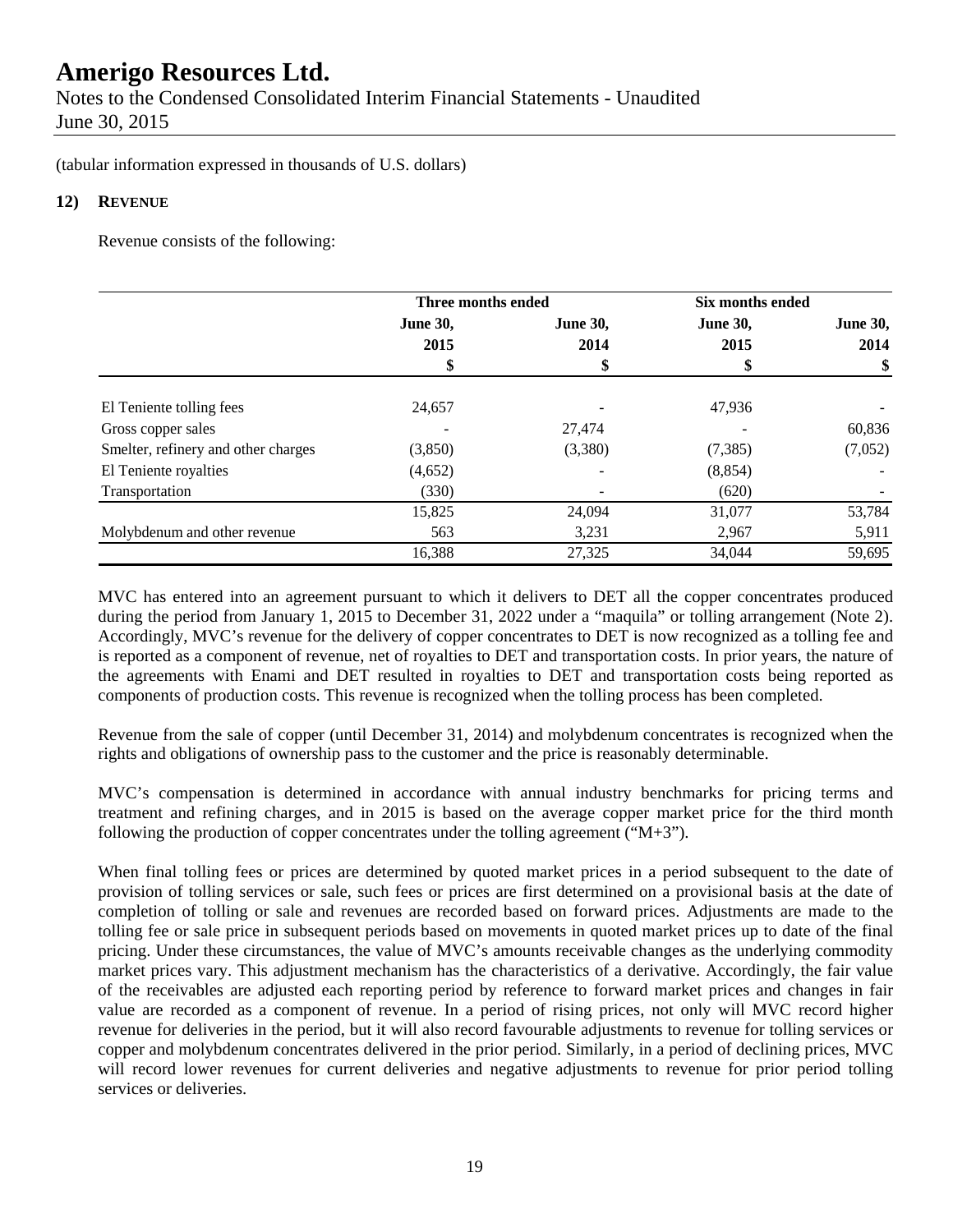# Amerigo Resources Ltd.

Notes to the Condensed Consolidated Interim Financial Statements - Unaudited
June 30, 2015

(tabular information expressed in thousands of U.S. dollars)

## 12) REVENUE

Revenue consists of the following:

| | Three months ended | | Six months ended | |
|---|---|---|---|---|
| | June 30, 2015 | June 30, 2014 | June 30, 2015 | June 30, 2014 |
| | \$ | \$ | \$ | \$ |
| El Teniente tolling fees | 24,657 | - | 47,936 | - |
| Gross copper sales | - | 27,474 | - | 60,836 |
| Smelter, refinery and other charges | (3,850) | (3,380) | (7,385) | (7,052) |
| El Teniente royalties | (4,652) | - | (8,854) | - |
| Transportation | (330) | - | (620) | - |
| | 15,825 | 24,094 | 31,077 | 53,784 |
| Molybdenum and other revenue | 563 | 3,231 | 2,967 | 5,911 |
| | 16,388 | 27,325 | 34,044 | 59,695 |

MVC has entered into an agreement pursuant to which it delivers to DET all the copper concentrates produced during the period from January 1, 2015 to December 31, 2022 under a "maquila" or tolling arrangement (Note 2). Accordingly, MVC's revenue for the delivery of copper concentrates to DET is now recognized as a tolling fee and is reported as a component of revenue, net of royalties to DET and transportation costs. In prior years, the nature of the agreements with Enami and DET resulted in royalties to DET and transportation costs being reported as components of production costs. This revenue is recognized when the tolling process has been completed.

Revenue from the sale of copper (until December 31, 2014) and molybdenum concentrates is recognized when the rights and obligations of ownership pass to the customer and the price is reasonably determinable.

MVC's compensation is determined in accordance with annual industry benchmarks for pricing terms and treatment and refining charges, and in 2015 is based on the average copper market price for the third month following the production of copper concentrates under the tolling agreement ("M+3").

When final tolling fees or prices are determined by quoted market prices in a period subsequent to the date of provision of tolling services or sale, such fees or prices are first determined on a provisional basis at the date of completion of tolling or sale and revenues are recorded based on forward prices. Adjustments are made to the tolling fee or sale price in subsequent periods based on movements in quoted market prices up to date of the final pricing. Under these circumstances, the value of MVC's amounts receivable changes as the underlying commodity market prices vary. This adjustment mechanism has the characteristics of a derivative. Accordingly, the fair value of the receivables are adjusted each reporting period by reference to forward market prices and changes in fair value are recorded as a component of revenue. In a period of rising prices, not only will MVC record higher revenue for deliveries in the period, but it will also record favourable adjustments to revenue for tolling services or copper and molybdenum concentrates delivered in the prior period. Similarly, in a period of declining prices, MVC will record lower revenues for current deliveries and negative adjustments to revenue for prior period tolling services or deliveries.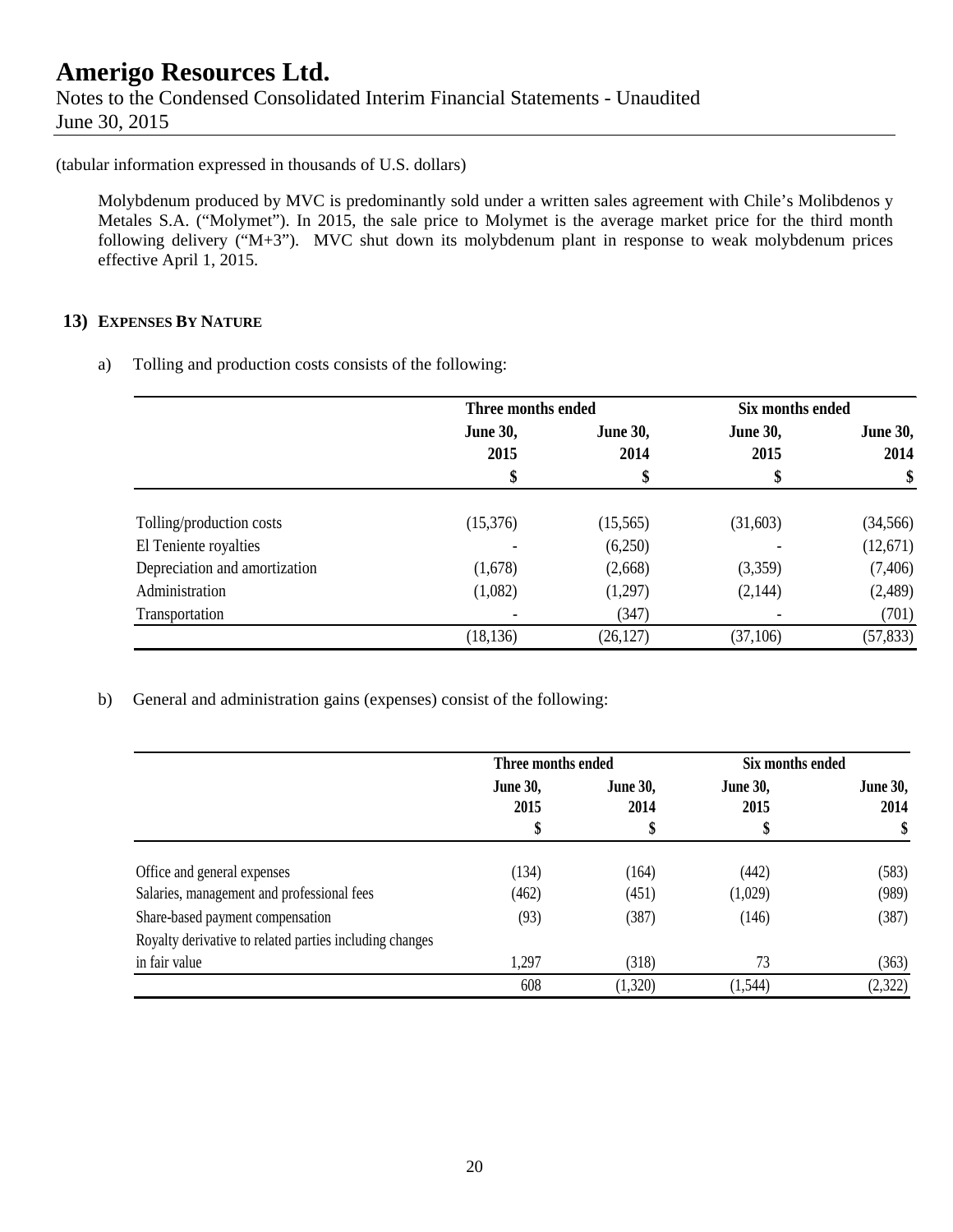(tabular information expressed in thousands of U.S. dollars)

Molybdenum produced by MVC is predominantly sold under a written sales agreement with Chile's Molibdenos y Metales S.A. ("Molymet"). In 2015, the sale price to Molymet is the average market price for the third month following delivery ("M+3"). MVC shut down its molybdenum plant in response to weak molybdenum prices effective April 1, 2015.

## 13) EXPENSES BY NATURE

a) Tolling and production costs consists of the following:

| | Three months ended | | Six months ended | |
|---|---|---|---|---|
| | June 30, 2015 | June 30, 2014 | June 30, 2015 | June 30, 2014 |
| | $ | $ | $ | $ |
| Tolling/production costs | (15,376) | (15,565) | (31,603) | (34,566) |
| El Teniente royalties | - | (6,250) | - | (12,671) |
| Depreciation and amortization | (1,678) | (2,668) | (3,359) | (7,406) |
| Administration | (1,082) | (1,297) | (2,144) | (2,489) |
| Transportation | - | (347) | - | (701) |
| | (18,136) | (26,127) | (37,106) | (57,833) |

b) General and administration gains (expenses) consist of the following:

| | Three months ended | | Six months ended | |
|---|---|---|---|---|
| | June 30, 2015 | June 30, 2014 | June 30, 2015 | June 30, 2014 |
| | $ | $ | $ | $ |
| Office and general expenses | (134) | (164) | (442) | (583) |
| Salaries, management and professional fees | (462) | (451) | (1,029) | (989) |
| Share-based payment compensation | (93) | (387) | (146) | (387) |
| Royalty derivative to related parties including changes in fair value | 1,297 | (318) | 73 | (363) |
| | 608 | (1,320) | (1,544) | (2,322) |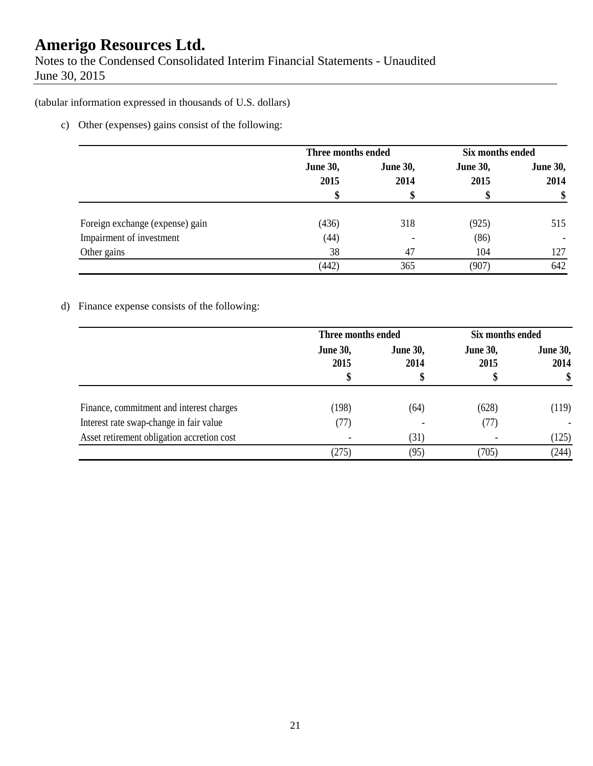(tabular information expressed in thousands of U.S. dollars)

c) Other (expenses) gains consist of the following:

| | Three months ended | | Six months ended | |
|---|---|---|---|---|
| | June 30, 2015 | June 30, 2014 | June 30, 2015 | June 30, 2014 |
| | $ | $ | $ | $ |
| Foreign exchange (expense) gain | (436) | 318 | (925) | 515 |
| Impairment of investment | (44) | - | (86) | - |
| Other gains | 38 | 47 | 104 | 127 |
| | (442) | 365 | (907) | 642 |

d) Finance expense consists of the following:

| | Three months ended | | Six months ended | |
|---|---|---|---|---|
| | June 30, 2015 | June 30, 2014 | June 30, 2015 | June 30, 2014 |
| | $ | $ | $ | $ |
| Finance, commitment and interest charges | (198) | (64) | (628) | (119) |
| Interest rate swap-change in fair value | (77) | - | (77) | - |
| Asset retirement obligation accretion cost | - | (31) | - | (125) |
| | (275) | (95) | (705) | (244) |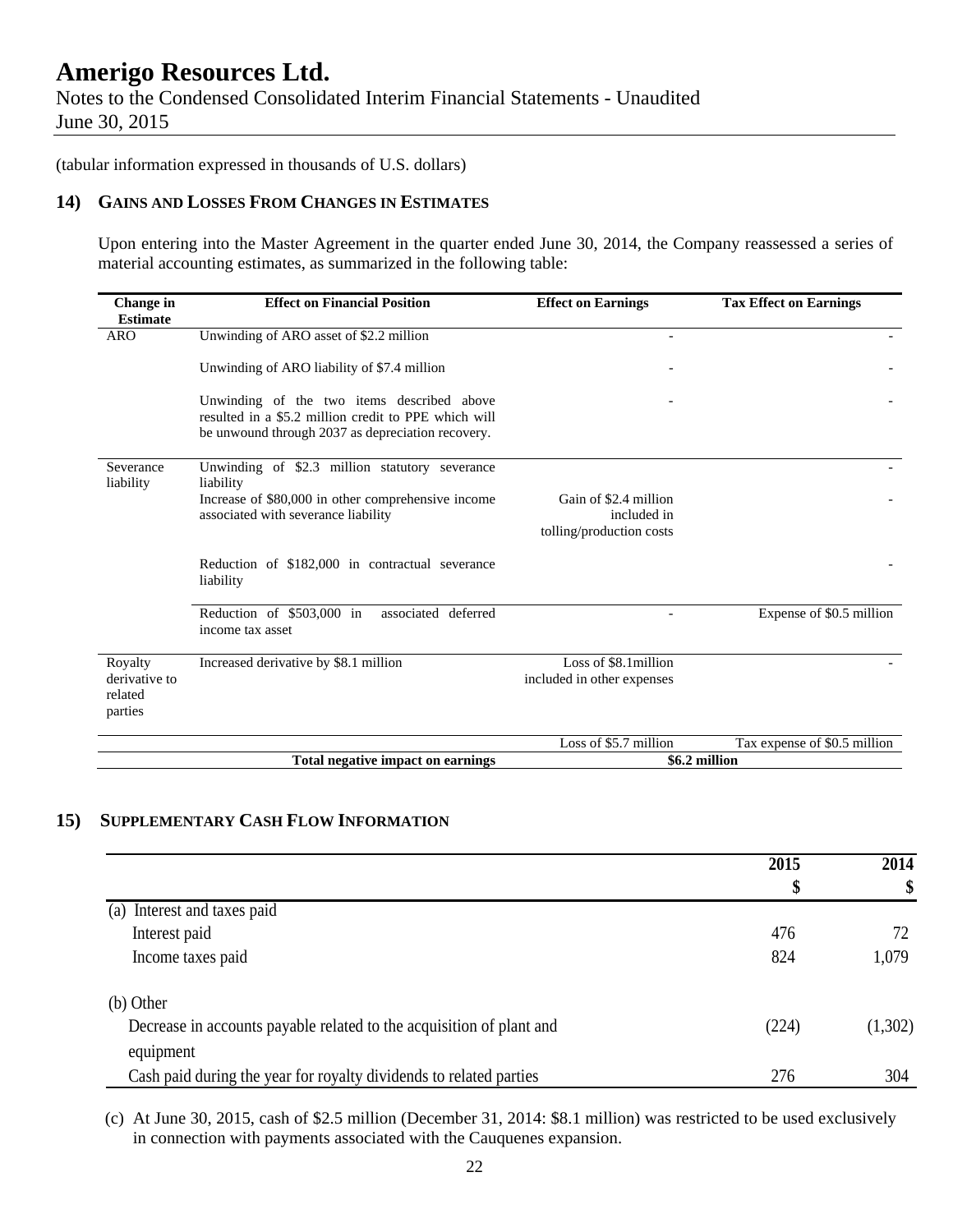# Amerigo Resources Ltd.

Notes to the Condensed Consolidated Interim Financial Statements - Unaudited
June 30, 2015

(tabular information expressed in thousands of U.S. dollars)

## 14) GAINS AND LOSSES FROM CHANGES IN ESTIMATES

Upon entering into the Master Agreement in the quarter ended June 30, 2014, the Company reassessed a series of material accounting estimates, as summarized in the following table:

| Change in Estimate | Effect on Financial Position | Effect on Earnings | Tax Effect on Earnings |
|---|---|---|---|
| ARO | Unwinding of ARO asset of $2.2 million | - | - |
| | Unwinding of ARO liability of $7.4 million | - | - |
| | Unwinding of the two items described above resulted in a $5.2 million credit to PPE which will be unwound through 2037 as depreciation recovery. | - | - |
| Severance liability | Unwinding of $2.3 million statutory severance liability | | - |
| | Increase of $80,000 in other comprehensive income associated with severance liability | Gain of $2.4 million included in tolling/production costs | - |
| | Reduction of $182,000 in contractual severance liability | | - |
| | Reduction of $503,000 in associated deferred income tax asset | - | Expense of $0.5 million |
| Royalty derivative to related parties | Increased derivative by $8.1 million | Loss of $8.1million included in other expenses | - |
| | | Loss of $5.7 million | Tax expense of $0.5 million |
| | **Total negative impact on earnings** | **$6.2 million** | |

## 15) SUPPLEMENTARY CASH FLOW INFORMATION

| | 2015 | 2014 |
|---|---|---|
| | $ | $ |
| (a) Interest and taxes paid | | |
| Interest paid | 476 | 72 |
| Income taxes paid | 824 | 1,079 |
| | | |
| (b) Other | | |
| Decrease in accounts payable related to the acquisition of plant and equipment | (224) | (1,302) |
| Cash paid during the year for royalty dividends to related parties | 276 | 304 |

(c) At June 30, 2015, cash of $2.5 million (December 31, 2014: $8.1 million) was restricted to be used exclusively in connection with payments associated with the Cauquenes expansion.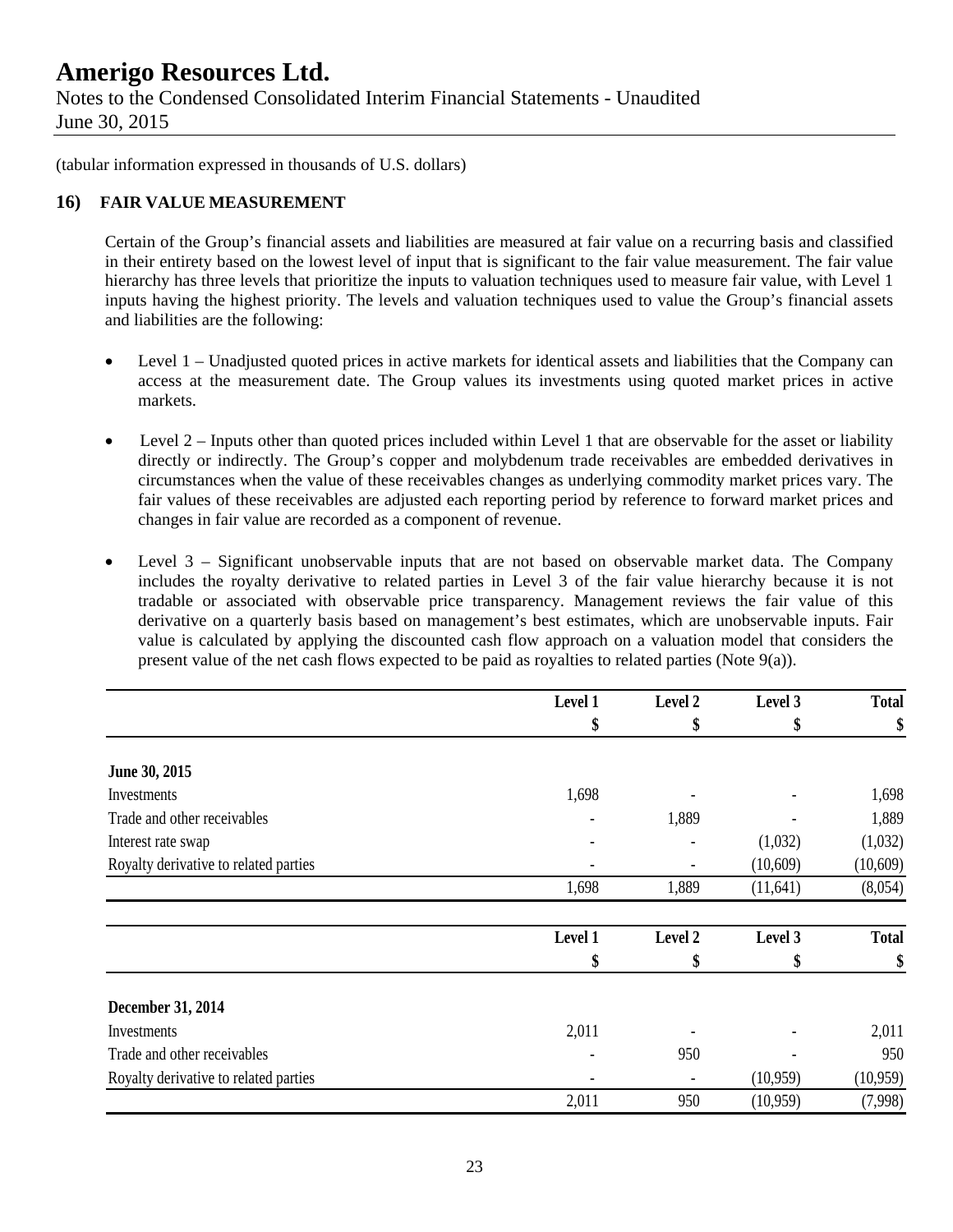# Amerigo Resources Ltd.

Notes to the Condensed Consolidated Interim Financial Statements - Unaudited
June 30, 2015

(tabular information expressed in thousands of U.S. dollars)

## 16) FAIR VALUE MEASUREMENT

Certain of the Group's financial assets and liabilities are measured at fair value on a recurring basis and classified in their entirety based on the lowest level of input that is significant to the fair value measurement. The fair value hierarchy has three levels that prioritize the inputs to valuation techniques used to measure fair value, with Level 1 inputs having the highest priority. The levels and valuation techniques used to value the Group's financial assets and liabilities are the following:

- Level 1 – Unadjusted quoted prices in active markets for identical assets and liabilities that the Company can access at the measurement date. The Group values its investments using quoted market prices in active markets.
- Level 2 – Inputs other than quoted prices included within Level 1 that are observable for the asset or liability directly or indirectly. The Group's copper and molybdenum trade receivables are embedded derivatives in circumstances when the value of these receivables changes as underlying commodity market prices vary. The fair values of these receivables are adjusted each reporting period by reference to forward market prices and changes in fair value are recorded as a component of revenue.
- Level 3 – Significant unobservable inputs that are not based on observable market data. The Company includes the royalty derivative to related parties in Level 3 of the fair value hierarchy because it is not tradable or associated with observable price transparency. Management reviews the fair value of this derivative on a quarterly basis based on management's best estimates, which are unobservable inputs. Fair value is calculated by applying the discounted cash flow approach on a valuation model that considers the present value of the net cash flows expected to be paid as royalties to related parties (Note 9(a)).

| | Level 1 | Level 2 | Level 3 | Total |
|---|---|---|---|---|
| | $ | $ | $ | $ |
| **June 30, 2015** | | | | |
| Investments | 1,698 | - | - | 1,698 |
| Trade and other receivables | - | 1,889 | - | 1,889 |
| Interest rate swap | - | - | (1,032) | (1,032) |
| Royalty derivative to related parties | - | - | (10,609) | (10,609) |
| | 1,698 | 1,889 | (11,641) | (8,054) |

| | Level 1 | Level 2 | Level 3 | Total |
|---|---|---|---|---|
| | $ | $ | $ | $ |
| **December 31, 2014** | | | | |
| Investments | 2,011 | - | - | 2,011 |
| Trade and other receivables | - | 950 | - | 950 |
| Royalty derivative to related parties | - | - | (10,959) | (10,959) |
| | 2,011 | 950 | (10,959) | (7,998) |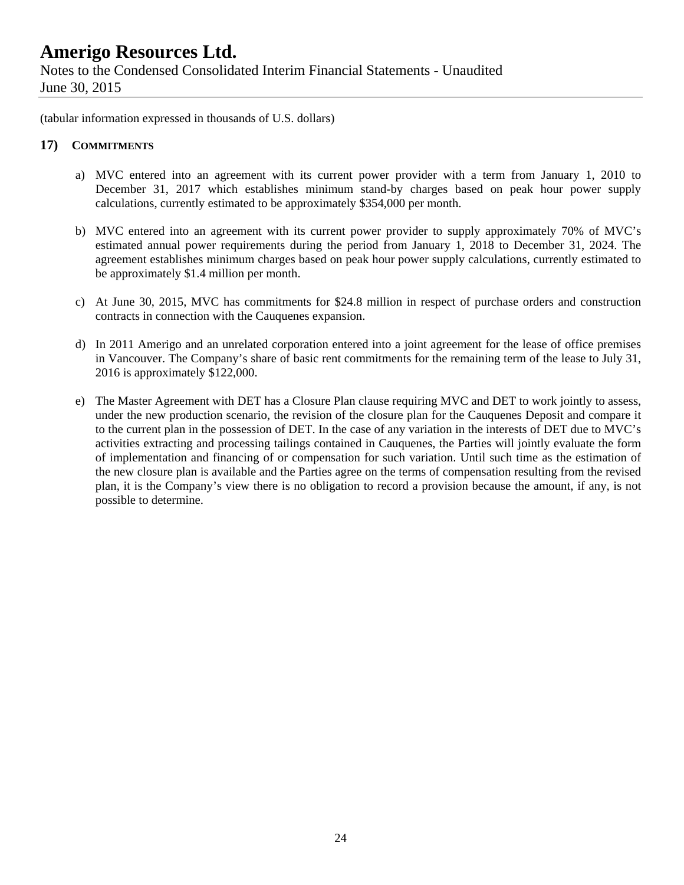(tabular information expressed in thousands of U.S. dollars)

## 17) COMMITMENTS

a) MVC entered into an agreement with its current power provider with a term from January 1, 2010 to December 31, 2017 which establishes minimum stand-by charges based on peak hour power supply calculations, currently estimated to be approximately $354,000 per month.

b) MVC entered into an agreement with its current power provider to supply approximately 70% of MVC's estimated annual power requirements during the period from January 1, 2018 to December 31, 2024. The agreement establishes minimum charges based on peak hour power supply calculations, currently estimated to be approximately $1.4 million per month.

c) At June 30, 2015, MVC has commitments for $24.8 million in respect of purchase orders and construction contracts in connection with the Cauquenes expansion.

d) In 2011 Amerigo and an unrelated corporation entered into a joint agreement for the lease of office premises in Vancouver. The Company's share of basic rent commitments for the remaining term of the lease to July 31, 2016 is approximately $122,000.

e) The Master Agreement with DET has a Closure Plan clause requiring MVC and DET to work jointly to assess, under the new production scenario, the revision of the closure plan for the Cauquenes Deposit and compare it to the current plan in the possession of DET. In the case of any variation in the interests of DET due to MVC's activities extracting and processing tailings contained in Cauquenes, the Parties will jointly evaluate the form of implementation and financing of or compensation for such variation. Until such time as the estimation of the new closure plan is available and the Parties agree on the terms of compensation resulting from the revised plan, it is the Company's view there is no obligation to record a provision because the amount, if any, is not possible to determine.